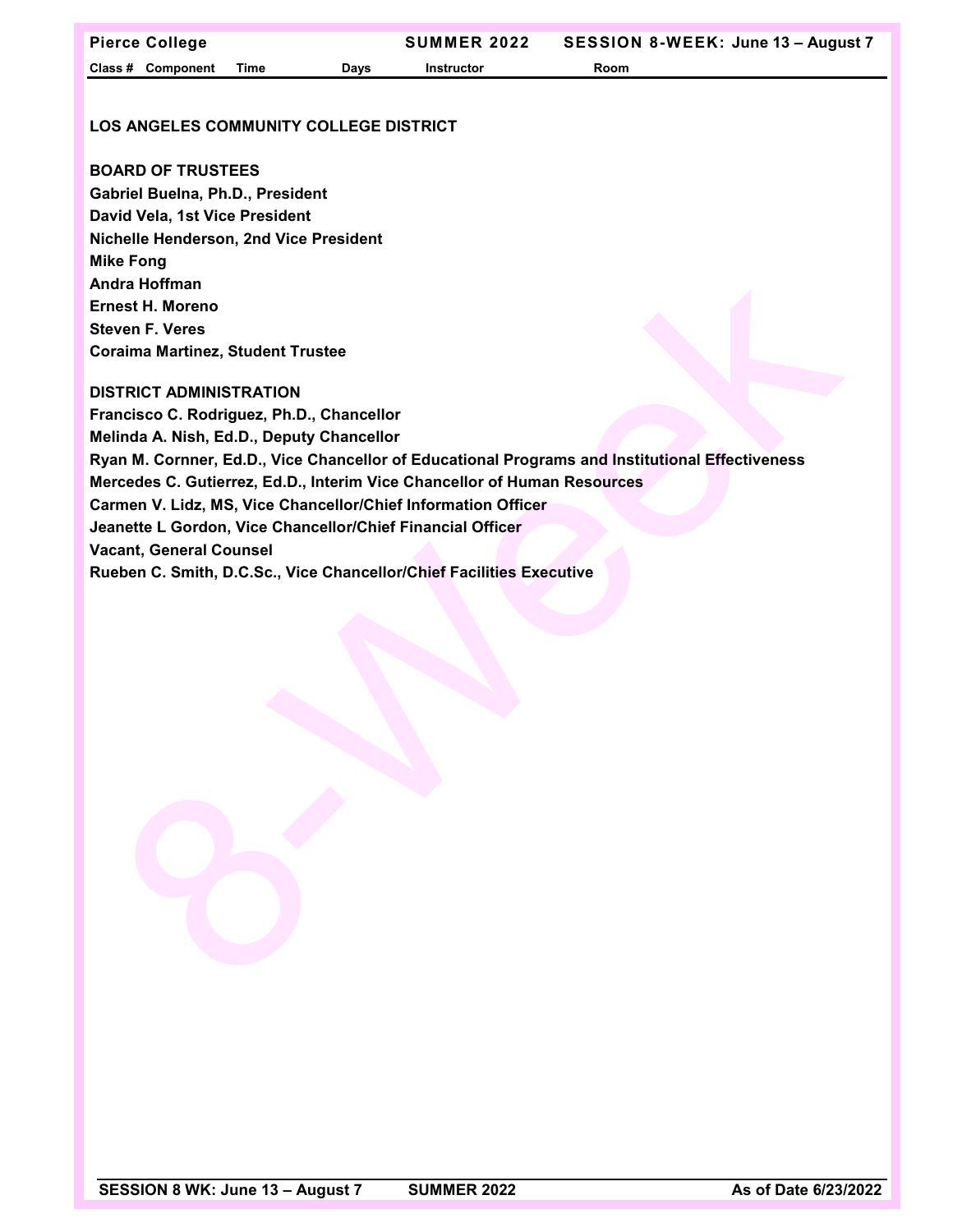## LOS ANGELES COMMUNITY COLLEGE DISTRICT

### BOARD OF TRUSTEES

**Gabriel Buelna, Ph.D., President**
**David Vela, 1st Vice President**
**Nichelle Henderson, 2nd Vice President**
**Mike Fong**
**Andra Hoffman**
**Ernest H. Moreno**
**Steven F. Veres**
**Coraima Martinez, Student Trustee**

### DISTRICT ADMINISTRATION

**Francisco C. Rodriguez, Ph.D., Chancellor**
**Melinda A. Nish, Ed.D., Deputy Chancellor**
**Ryan M. Cornner, Ed.D., Vice Chancellor of Educational Programs and Institutional Effectiveness**
**Mercedes C. Gutierrez, Ed.D., Interim Vice Chancellor of Human Resources**
**Carmen V. Lidz, MS, Vice Chancellor/Chief Information Officer**
**Jeanette L Gordon, Vice Chancellor/Chief Financial Officer**
**Vacant, General Counsel**
**Rueben C. Smith, D.C.Sc., Vice Chancellor/Chief Facilities Executive**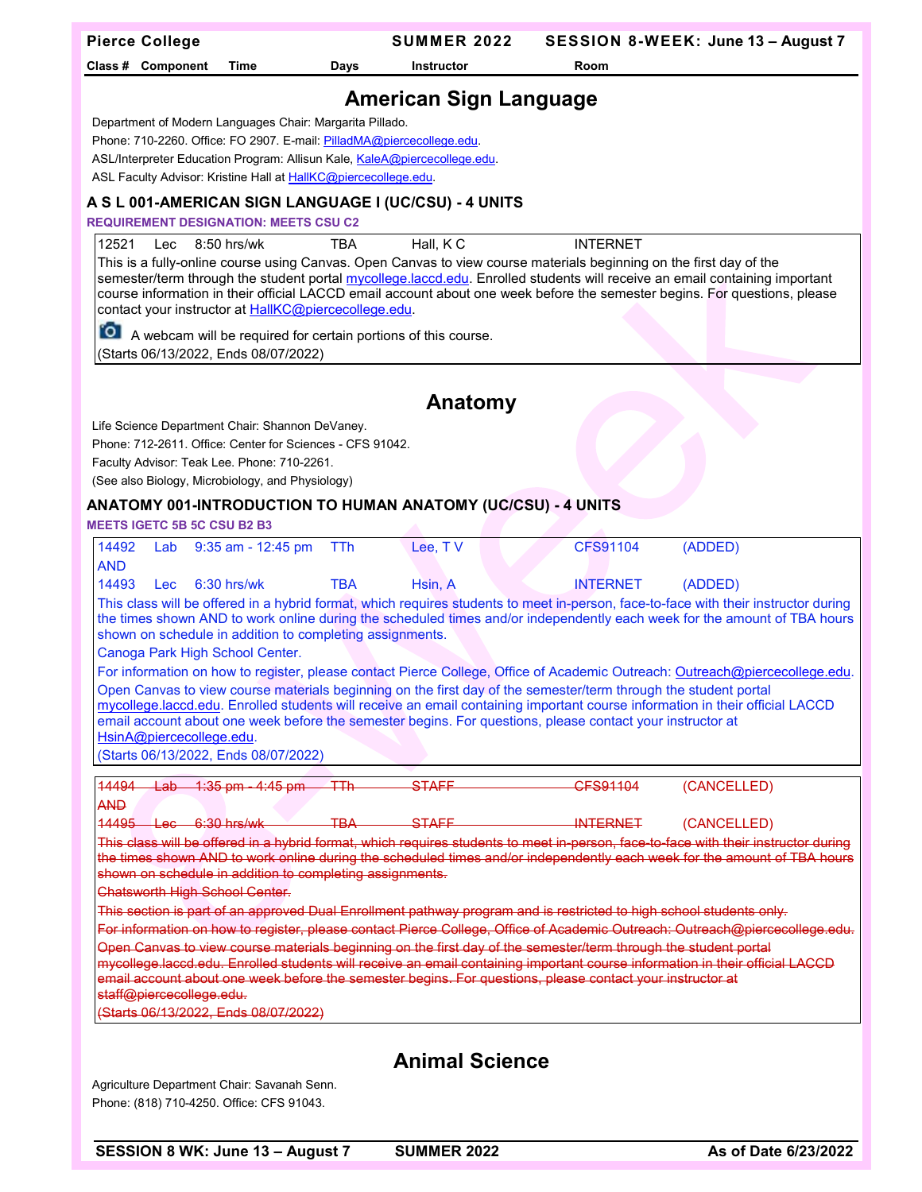# American Sign Language

Department of Modern Languages Chair: Margarita Pillado.
Phone: 710-2260. Office: FO 2907. E-mail: PilladMA@piercecollege.edu.
ASL/Interpreter Education Program: Allisun Kale, KaleA@piercecollege.edu.
ASL Faculty Advisor: Kristine Hall at HallKC@piercecollege.edu.

### A S L 001-AMERICAN SIGN LANGUAGE I (UC/CSU) - 4 UNITS

**REQUIREMENT DESIGNATION: MEETS CSU C2**

| Class # | Component | Time | Days | Instructor | Room |
|---|---|---|---|---|---|
| 12521 | Lec | 8:50 hrs/wk | TBA | Hall, K C | INTERNET |

This is a fully-online course using Canvas. Open Canvas to view course materials beginning on the first day of the semester/term through the student portal mycollege.laccd.edu. Enrolled students will receive an email containing important course information in their official LACCD email account about one week before the semester begins. For questions, please contact your instructor at HallKC@piercecollege.edu.

A webcam will be required for certain portions of this course.
(Starts 06/13/2022, Ends 08/07/2022)

# Anatomy

Life Science Department Chair: Shannon DeVaney.
Phone: 712-2611. Office: Center for Sciences - CFS 91042.
Faculty Advisor: Teak Lee. Phone: 710-2261.
(See also Biology, Microbiology, and Physiology)

### ANATOMY 001-INTRODUCTION TO HUMAN ANATOMY (UC/CSU) - 4 UNITS

**MEETS IGETC 5B 5C CSU B2 B3**

| Class # | Component | Time | Days | Instructor | Room | Status |
|---|---|---|---|---|---|---|
| 14492 | Lab | 9:35 am - 12:45 pm | TTh | Lee, T V | CFS91104 | (ADDED) |
| AND | | | | | | |
| 14493 | Lec | 6:30 hrs/wk | TBA | Hsin, A | INTERNET | (ADDED) |

This class will be offered in a hybrid format, which requires students to meet in-person, face-to-face with their instructor during the times shown AND to work online during the scheduled times and/or independently each week for the amount of TBA hours shown on schedule in addition to completing assignments.

Canoga Park High School Center.

For information on how to register, please contact Pierce College, Office of Academic Outreach: Outreach@piercecollege.edu.

Open Canvas to view course materials beginning on the first day of the semester/term through the student portal mycollege.laccd.edu. Enrolled students will receive an email containing important course information in their official LACCD email account about one week before the semester begins. For questions, please contact your instructor at HsinA@piercecollege.edu.

(Starts 06/13/2022, Ends 08/07/2022)

| Class # | Component | Time | Days | Instructor | Room | Status |
|---|---|---|---|---|---|---|
| ~~14494~~ | ~~Lab~~ | ~~1:35 pm - 4:45 pm~~ | ~~TTh~~ | ~~STAFF~~ | ~~CFS91104~~ | (CANCELLED) |
| ~~AND~~ | | | | | | |
| ~~14495~~ | ~~Lec~~ | ~~6:30 hrs/wk~~ | ~~TBA~~ | ~~STAFF~~ | ~~INTERNET~~ | (CANCELLED) |

~~This class will be offered in a hybrid format, which requires students to meet in-person, face-to-face with their instructor during the times shown AND to work online during the scheduled times and/or independently each week for the amount of TBA hours shown on schedule in addition to completing assignments.~~

~~Chatsworth High School Center.~~

~~This section is part of an approved Dual Enrollment pathway program and is restricted to high school students only.~~

~~For information on how to register, please contact Pierce College, Office of Academic Outreach: Outreach@piercecollege.edu.~~

~~Open Canvas to view course materials beginning on the first day of the semester/term through the student portal mycollege.laccd.edu. Enrolled students will receive an email containing important course information in their official LACCD email account about one week before the semester begins. For questions, please contact your instructor at staff@piercecollege.edu.~~

~~(Starts 06/13/2022, Ends 08/07/2022)~~

# Animal Science

Agriculture Department Chair: Savanah Senn.
Phone: (818) 710-4250. Office: CFS 91043.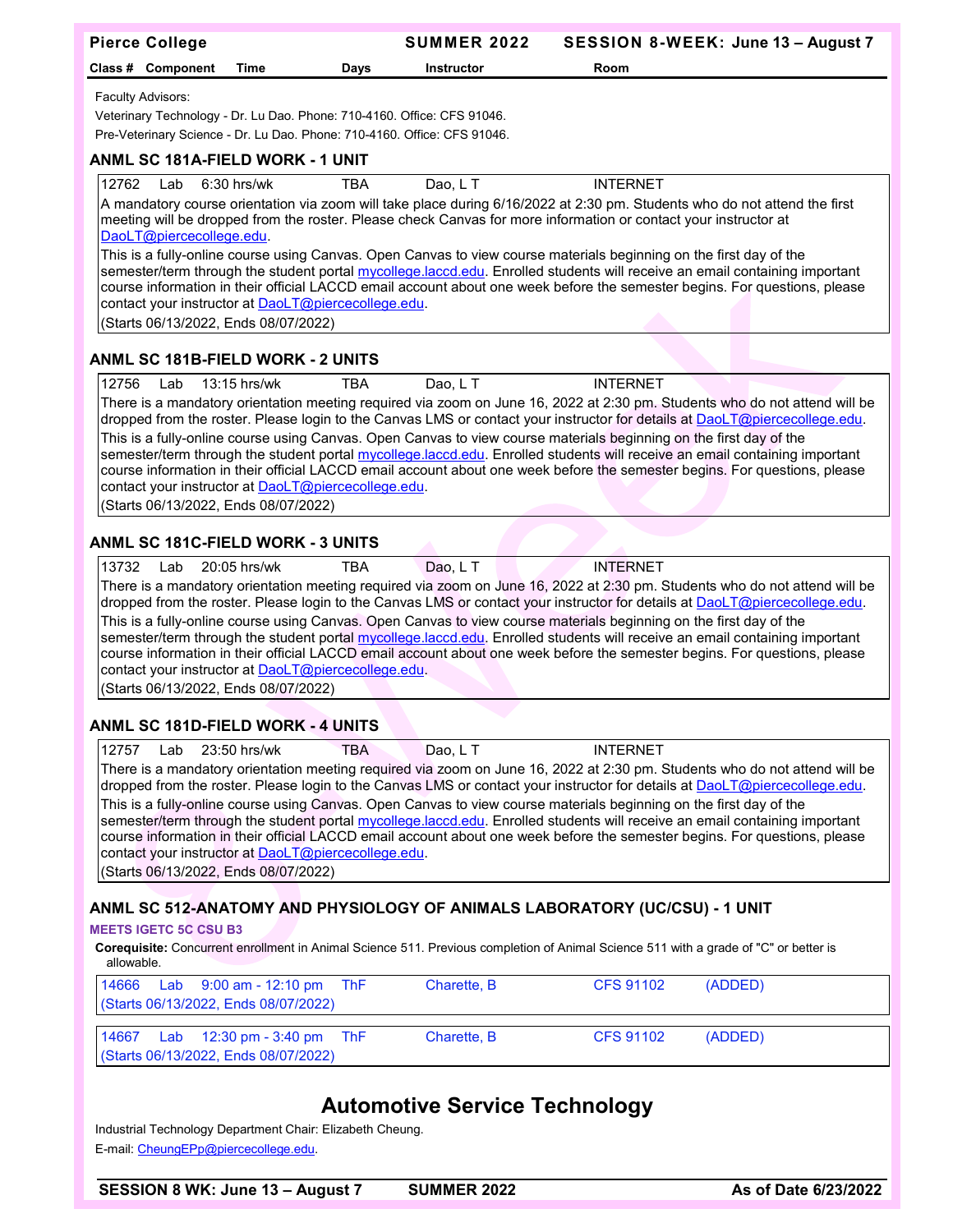| Class # | Component | Time | Days | Instructor | Room |
| --- | --- | --- | --- | --- | --- |

Faculty Advisors:

Veterinary Technology - Dr. Lu Dao. Phone: 710-4160. Office: CFS 91046.

Pre-Veterinary Science - Dr. Lu Dao. Phone: 710-4160. Office: CFS 91046.

### ANML SC 181A-FIELD WORK - 1 UNIT

| Class # | Component | Time | Days | Instructor | Room |
| --- | --- | --- | --- | --- | --- |
| 12762 | Lab | 6:30 hrs/wk | TBA | Dao, L T | INTERNET |

A mandatory course orientation via zoom will take place during 6/16/2022 at 2:30 pm. Students who do not attend the first meeting will be dropped from the roster. Please check Canvas for more information or contact your instructor at DaoLT@piercecollege.edu.

This is a fully-online course using Canvas. Open Canvas to view course materials beginning on the first day of the semester/term through the student portal mycollege.laccd.edu. Enrolled students will receive an email containing important course information in their official LACCD email account about one week before the semester begins. For questions, please contact your instructor at DaoLT@piercecollege.edu.

(Starts 06/13/2022, Ends 08/07/2022)

### ANML SC 181B-FIELD WORK - 2 UNITS

| Class # | Component | Time | Days | Instructor | Room |
| --- | --- | --- | --- | --- | --- |
| 12756 | Lab | 13:15 hrs/wk | TBA | Dao, L T | INTERNET |

There is a mandatory orientation meeting required via zoom on June 16, 2022 at 2:30 pm. Students who do not attend will be dropped from the roster. Please login to the Canvas LMS or contact your instructor for details at DaoLT@piercecollege.edu.

This is a fully-online course using Canvas. Open Canvas to view course materials beginning on the first day of the semester/term through the student portal mycollege.laccd.edu. Enrolled students will receive an email containing important course information in their official LACCD email account about one week before the semester begins. For questions, please contact your instructor at DaoLT@piercecollege.edu.

(Starts 06/13/2022, Ends 08/07/2022)

### ANML SC 181C-FIELD WORK - 3 UNITS

| Class # | Component | Time | Days | Instructor | Room |
| --- | --- | --- | --- | --- | --- |
| 13732 | Lab | 20:05 hrs/wk | TBA | Dao, L T | INTERNET |

There is a mandatory orientation meeting required via zoom on June 16, 2022 at 2:30 pm. Students who do not attend will be dropped from the roster. Please login to the Canvas LMS or contact your instructor for details at DaoLT@piercecollege.edu.

This is a fully-online course using Canvas. Open Canvas to view course materials beginning on the first day of the semester/term through the student portal mycollege.laccd.edu. Enrolled students will receive an email containing important course information in their official LACCD email account about one week before the semester begins. For questions, please contact your instructor at DaoLT@piercecollege.edu.

(Starts 06/13/2022, Ends 08/07/2022)

### ANML SC 181D-FIELD WORK - 4 UNITS

| Class # | Component | Time | Days | Instructor | Room |
| --- | --- | --- | --- | --- | --- |
| 12757 | Lab | 23:50 hrs/wk | TBA | Dao, L T | INTERNET |

There is a mandatory orientation meeting required via zoom on June 16, 2022 at 2:30 pm. Students who do not attend will be dropped from the roster. Please login to the Canvas LMS or contact your instructor for details at DaoLT@piercecollege.edu.

This is a fully-online course using Canvas. Open Canvas to view course materials beginning on the first day of the semester/term through the student portal mycollege.laccd.edu. Enrolled students will receive an email containing important course information in their official LACCD email account about one week before the semester begins. For questions, please contact your instructor at DaoLT@piercecollege.edu.

(Starts 06/13/2022, Ends 08/07/2022)

### ANML SC 512-ANATOMY AND PHYSIOLOGY OF ANIMALS LABORATORY (UC/CSU) - 1 UNIT

MEETS IGETC 5C CSU B3

**Corequisite:** Concurrent enrollment in Animal Science 511. Previous completion of Animal Science 511 with a grade of "C" or better is allowable.

| Class # | Component | Time | Days | Instructor | Room | |
| --- | --- | --- | --- | --- | --- | --- |
| 14666 | Lab | 9:00 am - 12:10 pm | ThF | Charette, B | CFS 91102 | (ADDED) |

(Starts 06/13/2022, Ends 08/07/2022)

| Class # | Component | Time | Days | Instructor | Room | |
| --- | --- | --- | --- | --- | --- | --- |
| 14667 | Lab | 12:30 pm - 3:40 pm | ThF | Charette, B | CFS 91102 | (ADDED) |

(Starts 06/13/2022, Ends 08/07/2022)

## Automotive Service Technology

Industrial Technology Department Chair: Elizabeth Cheung.

E-mail: CheungEPp@piercecollege.edu.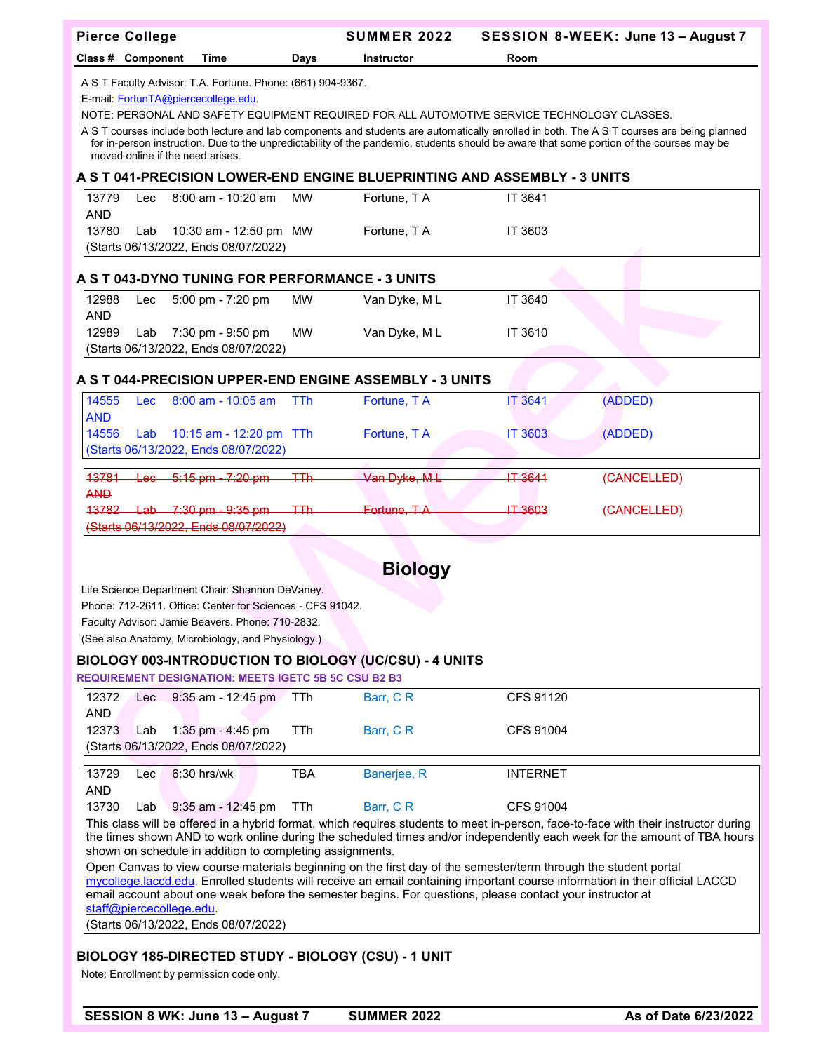A S T Faculty Advisor: T.A. Fortune. Phone: (661) 904-9367.

E-mail: FortunTA@piercecollege.edu.

NOTE: PERSONAL AND SAFETY EQUIPMENT REQUIRED FOR ALL AUTOMOTIVE SERVICE TECHNOLOGY CLASSES.

A S T courses include both lecture and lab components and students are automatically enrolled in both. The A S T courses are being planned for in-person instruction. Due to the unpredictability of the pandemic, students should be aware that some portion of the courses may be moved online if the need arises.

### A S T 041-PRECISION LOWER-END ENGINE BLUEPRINTING AND ASSEMBLY - 3 UNITS

| Class # | Component | Time | Days | Instructor | Room | |
|---|---|---|---|---|---|---|
| 13779 | Lec | 8:00 am - 10:20 am | MW | Fortune, T A | IT 3641 | |
| AND | | | | | | |
| 13780 | Lab | 10:30 am - 12:50 pm | MW | Fortune, T A | IT 3603 | |

(Starts 06/13/2022, Ends 08/07/2022)

### A S T 043-DYNO TUNING FOR PERFORMANCE - 3 UNITS

| Class # | Component | Time | Days | Instructor | Room | |
|---|---|---|---|---|---|---|
| 12988 | Lec | 5:00 pm - 7:20 pm | MW | Van Dyke, M L | IT 3640 | |
| AND | | | | | | |
| 12989 | Lab | 7:30 pm - 9:50 pm | MW | Van Dyke, M L | IT 3610 | |

(Starts 06/13/2022, Ends 08/07/2022)

### A S T 044-PRECISION UPPER-END ENGINE ASSEMBLY - 3 UNITS

| Class # | Component | Time | Days | Instructor | Room | |
|---|---|---|---|---|---|---|
| 14555 | Lec | 8:00 am - 10:05 am | TTh | Fortune, T A | IT 3641 | (ADDED) |
| AND | | | | | | |
| 14556 | Lab | 10:15 am - 12:20 pm | TTh | Fortune, T A | IT 3603 | (ADDED) |

(Starts 06/13/2022, Ends 08/07/2022)

| Class # | Component | Time | Days | Instructor | Room | |
|---|---|---|---|---|---|---|
| ~~13781~~ | ~~Lec~~ | ~~5:15 pm - 7:20 pm~~ | ~~TTh~~ | ~~Van Dyke, M L~~ | ~~IT 3641~~ | (CANCELLED) |
| ~~AND~~ | | | | | | |
| ~~13782~~ | ~~Lab~~ | ~~7:30 pm - 9:35 pm~~ | ~~TTh~~ | ~~Fortune, T A~~ | ~~IT 3603~~ | (CANCELLED) |

~~(Starts 06/13/2022, Ends 08/07/2022)~~

## Biology

Life Science Department Chair: Shannon DeVaney.

Phone: 712-2611. Office: Center for Sciences - CFS 91042.

Faculty Advisor: Jamie Beavers. Phone: 710-2832.

(See also Anatomy, Microbiology, and Physiology.)

### BIOLOGY 003-INTRODUCTION TO BIOLOGY (UC/CSU) - 4 UNITS

REQUIREMENT DESIGNATION: MEETS IGETC 5B 5C CSU B2 B3

| Class # | Component | Time | Days | Instructor | Room |
|---|---|---|---|---|---|
| 12372 | Lec | 9:35 am - 12:45 pm | TTh | Barr, C R | CFS 91120 |
| AND | | | | | |
| 12373 | Lab | 1:35 pm - 4:45 pm | TTh | Barr, C R | CFS 91004 |

(Starts 06/13/2022, Ends 08/07/2022)

| Class # | Component | Time | Days | Instructor | Room |
|---|---|---|---|---|---|
| 13729 | Lec | 6:30 hrs/wk | TBA | Banerjee, R | INTERNET |
| AND | | | | | |
| 13730 | Lab | 9:35 am - 12:45 pm | TTh | Barr, C R | CFS 91004 |

This class will be offered in a hybrid format, which requires students to meet in-person, face-to-face with their instructor during the times shown AND to work online during the scheduled times and/or independently each week for the amount of TBA hours shown on schedule in addition to completing assignments.

Open Canvas to view course materials beginning on the first day of the semester/term through the student portal mycollege.laccd.edu. Enrolled students will receive an email containing important course information in their official LACCD email account about one week before the semester begins. For questions, please contact your instructor at staff@piercecollege.edu.

(Starts 06/13/2022, Ends 08/07/2022)

### BIOLOGY 185-DIRECTED STUDY - BIOLOGY (CSU) - 1 UNIT

Note: Enrollment by permission code only.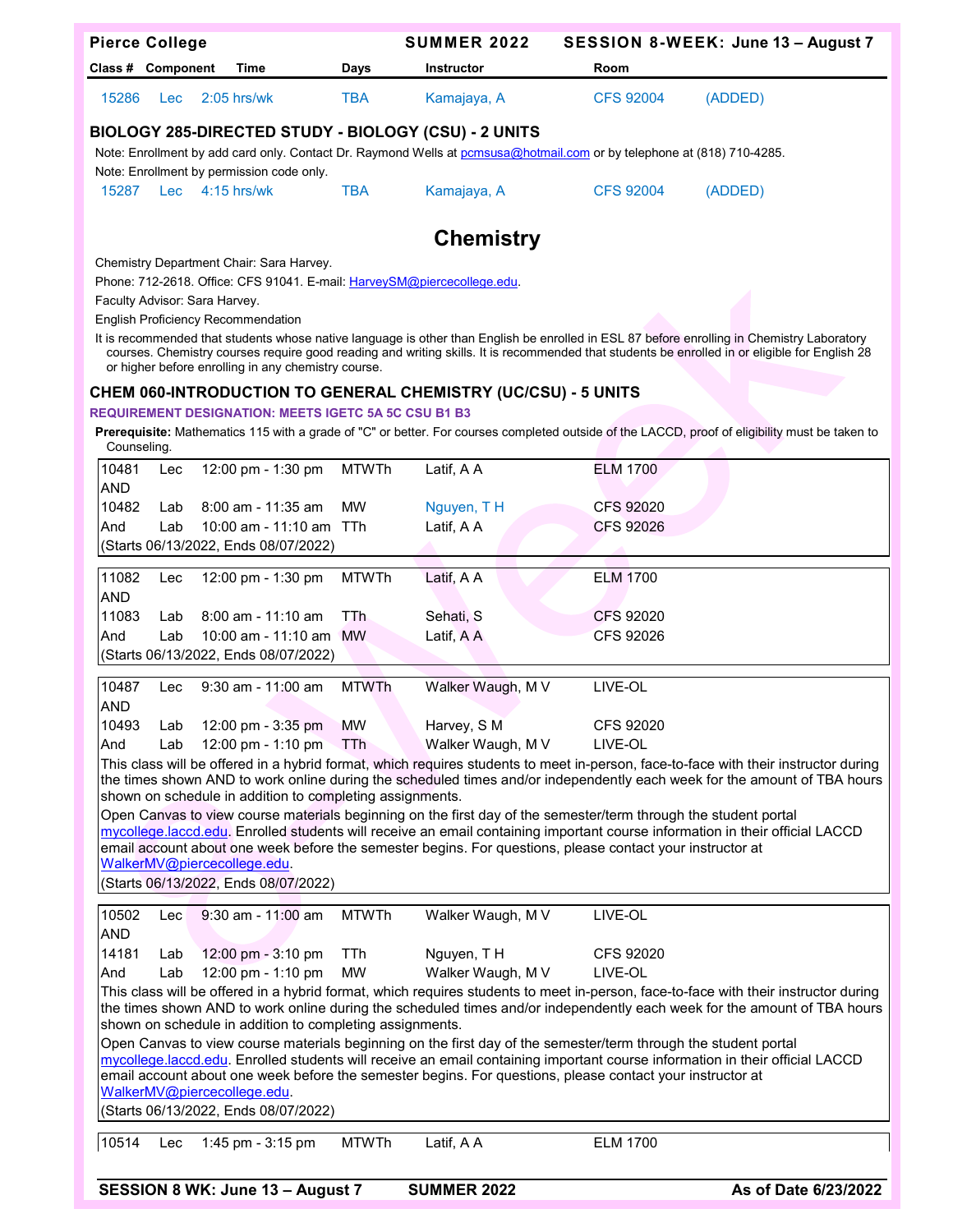| Class # | Component | Time | Days | Instructor | Room | |
|---|---|---|---|---|---|---|
| 15286 | Lec | 2:05 hrs/wk | TBA | Kamajaya, A | CFS 92004 | (ADDED) |

### BIOLOGY 285-DIRECTED STUDY - BIOLOGY (CSU) - 2 UNITS

Note: Enrollment by add card only. Contact Dr. Raymond Wells at pcmsusa@hotmail.com or by telephone at (818) 710-4285.

Note: Enrollment by permission code only.

| Class # | Component | Time | Days | Instructor | Room | |
|---|---|---|---|---|---|---|
| 15287 | Lec | 4:15 hrs/wk | TBA | Kamajaya, A | CFS 92004 | (ADDED) |

# Chemistry

Chemistry Department Chair: Sara Harvey.

Phone: 712-2618. Office: CFS 91041. E-mail: HarveySM@piercecollege.edu.

Faculty Advisor: Sara Harvey.

English Proficiency Recommendation

It is recommended that students whose native language is other than English be enrolled in ESL 87 before enrolling in Chemistry Laboratory courses. Chemistry courses require good reading and writing skills. It is recommended that students be enrolled in or eligible for English 28 or higher before enrolling in any chemistry course.

### CHEM 060-INTRODUCTION TO GENERAL CHEMISTRY (UC/CSU) - 5 UNITS

**REQUIREMENT DESIGNATION: MEETS IGETC 5A 5C CSU B1 B3**

**Prerequisite:** Mathematics 115 with a grade of "C" or better. For courses completed outside of the LACCD, proof of eligibility must be taken to Counseling.

| Class # | Component | Time | Days | Instructor | Room |
|---|---|---|---|---|---|
| 10481 | Lec | 12:00 pm - 1:30 pm | MTWTh | Latif, A A | ELM 1700 |
| AND | | | | | |
| 10482 | Lab | 8:00 am - 11:35 am | MW | Nguyen, T H | CFS 92020 |
| And | Lab | 10:00 am - 11:10 am | TTh | Latif, A A | CFS 92026 |

(Starts 06/13/2022, Ends 08/07/2022)

| Class # | Component | Time | Days | Instructor | Room |
|---|---|---|---|---|---|
| 11082 | Lec | 12:00 pm - 1:30 pm | MTWTh | Latif, A A | ELM 1700 |
| AND | | | | | |
| 11083 | Lab | 8:00 am - 11:10 am | TTh | Sehati, S | CFS 92020 |
| And | Lab | 10:00 am - 11:10 am | MW | Latif, A A | CFS 92026 |

(Starts 06/13/2022, Ends 08/07/2022)

| Class # | Component | Time | Days | Instructor | Room |
|---|---|---|---|---|---|
| 10487 | Lec | 9:30 am - 11:00 am | MTWTh | Walker Waugh, M V | LIVE-OL |
| AND | | | | | |
| 10493 | Lab | 12:00 pm - 3:35 pm | MW | Harvey, S M | CFS 92020 |
| And | Lab | 12:00 pm - 1:10 pm | TTh | Walker Waugh, M V | LIVE-OL |

This class will be offered in a hybrid format, which requires students to meet in-person, face-to-face with their instructor during the times shown AND to work online during the scheduled times and/or independently each week for the amount of TBA hours shown on schedule in addition to completing assignments.

Open Canvas to view course materials beginning on the first day of the semester/term through the student portal mycollege.laccd.edu. Enrolled students will receive an email containing important course information in their official LACCD email account about one week before the semester begins. For questions, please contact your instructor at WalkerMV@piercecollege.edu.

(Starts 06/13/2022, Ends 08/07/2022)

| Class # | Component | Time | Days | Instructor | Room |
|---|---|---|---|---|---|
| 10502 | Lec | 9:30 am - 11:00 am | MTWTh | Walker Waugh, M V | LIVE-OL |
| AND | | | | | |
| 14181 | Lab | 12:00 pm - 3:10 pm | TTh | Nguyen, T H | CFS 92020 |
| And | Lab | 12:00 pm - 1:10 pm | MW | Walker Waugh, M V | LIVE-OL |

This class will be offered in a hybrid format, which requires students to meet in-person, face-to-face with their instructor during the times shown AND to work online during the scheduled times and/or independently each week for the amount of TBA hours shown on schedule in addition to completing assignments.

Open Canvas to view course materials beginning on the first day of the semester/term through the student portal mycollege.laccd.edu. Enrolled students will receive an email containing important course information in their official LACCD email account about one week before the semester begins. For questions, please contact your instructor at WalkerMV@piercecollege.edu.

(Starts 06/13/2022, Ends 08/07/2022)

| Class # | Component | Time | Days | Instructor | Room |
|---|---|---|---|---|---|
| 10514 | Lec | 1:45 pm - 3:15 pm | MTWTh | Latif, A A | ELM 1700 |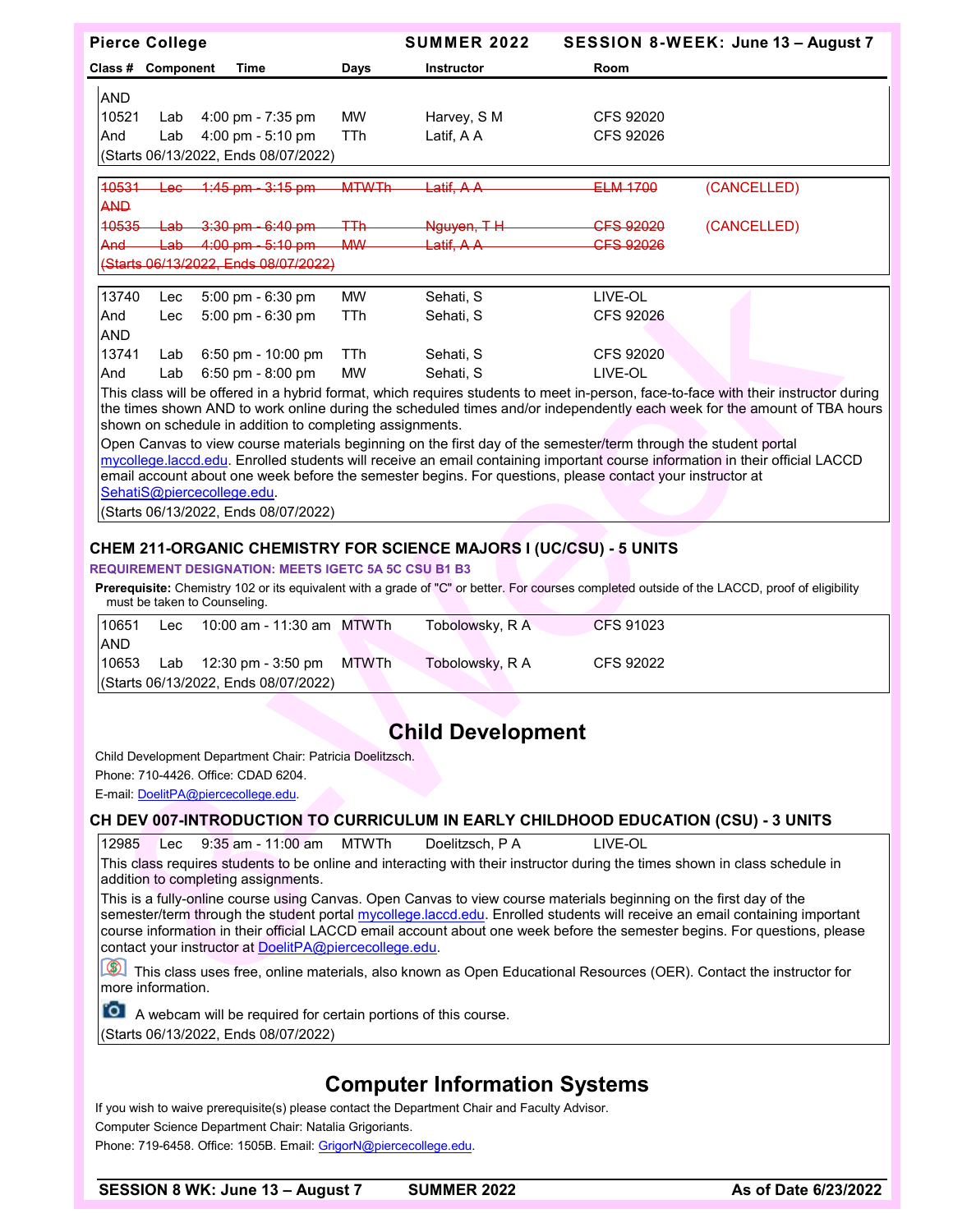| Class # | Component | Time | Days | Instructor | Room | |
|---|---|---|---|---|---|---|
| AND | | | | | | |
| 10521 | Lab | 4:00 pm - 7:35 pm | MW | Harvey, S M | CFS 92020 | |
| And | Lab | 4:00 pm - 5:10 pm | TTh | Latif, A A | CFS 92026 | |
| (Starts 06/13/2022, Ends 08/07/2022) | | | | | | |

| Class # | Component | Time | Days | Instructor | Room | |
|---|---|---|---|---|---|---|
| ~~10531~~ | ~~Lec~~ | ~~1:45 pm - 3:15 pm~~ | ~~MTWTh~~ | ~~Latif, A A~~ | ~~ELM 1700~~ | (CANCELLED) |
| ~~AND~~ | | | | | | |
| ~~10535~~ | ~~Lab~~ | ~~3:30 pm - 6:40 pm~~ | ~~TTh~~ | ~~Nguyen, T H~~ | ~~CFS 92020~~ | (CANCELLED) |
| ~~And~~ | ~~Lab~~ | ~~4:00 pm - 5:10 pm~~ | ~~MW~~ | ~~Latif, A A~~ | ~~CFS 92026~~ | |
| ~~(Starts 06/13/2022, Ends 08/07/2022)~~ | | | | | | |

| Class # | Component | Time | Days | Instructor | Room |
|---|---|---|---|---|---|
| 13740 | Lec | 5:00 pm - 6:30 pm | MW | Sehati, S | LIVE-OL |
| And | Lec | 5:00 pm - 6:30 pm | TTh | Sehati, S | CFS 92026 |
| AND | | | | | |
| 13741 | Lab | 6:50 pm - 10:00 pm | TTh | Sehati, S | CFS 92020 |
| And | Lab | 6:50 pm - 8:00 pm | MW | Sehati, S | LIVE-OL |

This class will be offered in a hybrid format, which requires students to meet in-person, face-to-face with their instructor during the times shown AND to work online during the scheduled times and/or independently each week for the amount of TBA hours shown on schedule in addition to completing assignments.

Open Canvas to view course materials beginning on the first day of the semester/term through the student portal mycollege.laccd.edu. Enrolled students will receive an email containing important course information in their official LACCD email account about one week before the semester begins. For questions, please contact your instructor at SehatiS@piercecollege.edu.

(Starts 06/13/2022, Ends 08/07/2022)

### CHEM 211-ORGANIC CHEMISTRY FOR SCIENCE MAJORS I (UC/CSU) - 5 UNITS

**REQUIREMENT DESIGNATION: MEETS IGETC 5A 5C CSU B1 B3**

**Prerequisite:** Chemistry 102 or its equivalent with a grade of "C" or better. For courses completed outside of the LACCD, proof of eligibility must be taken to Counseling.

| Class # | Component | Time | Days | Instructor | Room |
|---|---|---|---|---|---|
| 10651 | Lec | 10:00 am - 11:30 am | MTWTh | Tobolowsky, R A | CFS 91023 |
| AND | | | | | |
| 10653 | Lab | 12:30 pm - 3:50 pm | MTWTh | Tobolowsky, R A | CFS 92022 |
| (Starts 06/13/2022, Ends 08/07/2022) | | | | | |

## Child Development

Child Development Department Chair: Patricia Doelitzsch.

Phone: 710-4426. Office: CDAD 6204.

E-mail: DoelitPA@piercecollege.edu.

### CH DEV 007-INTRODUCTION TO CURRICULUM IN EARLY CHILDHOOD EDUCATION (CSU) - 3 UNITS

| Class # | Component | Time | Days | Instructor | Room |
|---|---|---|---|---|---|
| 12985 | Lec | 9:35 am - 11:00 am | MTWTh | Doelitzsch, P A | LIVE-OL |

This class requires students to be online and interacting with their instructor during the times shown in class schedule in addition to completing assignments.

This is a fully-online course using Canvas. Open Canvas to view course materials beginning on the first day of the semester/term through the student portal mycollege.laccd.edu. Enrolled students will receive an email containing important course information in their official LACCD email account about one week before the semester begins. For questions, please contact your instructor at DoelitPA@piercecollege.edu.

This class uses free, online materials, also known as Open Educational Resources (OER). Contact the instructor for more information.

A webcam will be required for certain portions of this course.

(Starts 06/13/2022, Ends 08/07/2022)

## Computer Information Systems

If you wish to waive prerequisite(s) please contact the Department Chair and Faculty Advisor.

Computer Science Department Chair: Natalia Grigoriants.

Phone: 719-6458. Office: 1505B. Email: GrigorN@piercecollege.edu.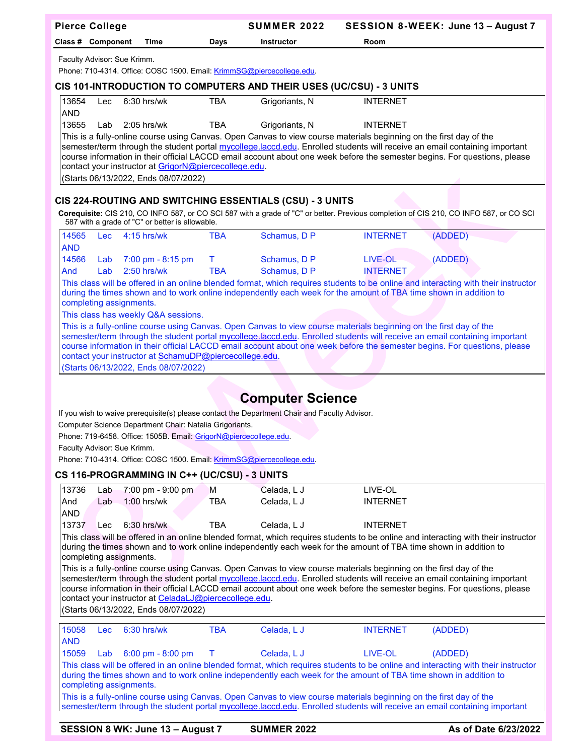Faculty Advisor: Sue Krimm.

Phone: 710-4314. Office: COSC 1500. Email: KrimmSG@piercecollege.edu.

### CIS 101-INTRODUCTION TO COMPUTERS AND THEIR USES (UC/CSU) - 3 UNITS

| Class # | Component | Time | Days | Instructor | Room | |
|---|---|---|---|---|---|---|
| 13654 | Lec | 6:30 hrs/wk | TBA | Grigoriants, N | INTERNET | |
| AND | | | | | | |
| 13655 | Lab | 2:05 hrs/wk | TBA | Grigoriants, N | INTERNET | |

This is a fully-online course using Canvas. Open Canvas to view course materials beginning on the first day of the semester/term through the student portal mycollege.laccd.edu. Enrolled students will receive an email containing important course information in their official LACCD email account about one week before the semester begins. For questions, please contact your instructor at GrigorN@piercecollege.edu.

(Starts 06/13/2022, Ends 08/07/2022)

### CIS 224-ROUTING AND SWITCHING ESSENTIALS (CSU) - 3 UNITS

**Corequisite:** CIS 210, CO INFO 587, or CO SCI 587 with a grade of "C" or better. Previous completion of CIS 210, CO INFO 587, or CO SCI 587 with a grade of "C" or better is allowable.

| Class # | Component | Time | Days | Instructor | Room | |
|---|---|---|---|---|---|---|
| 14565 | Lec | 4:15 hrs/wk | TBA | Schamus, D P | INTERNET | (ADDED) |
| AND | | | | | | |
| 14566 | Lab | 7:00 pm - 8:15 pm | T | Schamus, D P | LIVE-OL | (ADDED) |
| And | Lab | 2:50 hrs/wk | TBA | Schamus, D P | INTERNET | |

This class will be offered in an online blended format, which requires students to be online and interacting with their instructor during the times shown and to work online independently each week for the amount of TBA time shown in addition to completing assignments.

This class has weekly Q&A sessions.

This is a fully-online course using Canvas. Open Canvas to view course materials beginning on the first day of the semester/term through the student portal mycollege.laccd.edu. Enrolled students will receive an email containing important course information in their official LACCD email account about one week before the semester begins. For questions, please contact your instructor at SchamuDP@piercecollege.edu.

(Starts 06/13/2022, Ends 08/07/2022)

## Computer Science

If you wish to waive prerequisite(s) please contact the Department Chair and Faculty Advisor.

Computer Science Department Chair: Natalia Grigoriants.

Phone: 719-6458. Office: 1505B. Email: GrigorN@piercecollege.edu.

Faculty Advisor: Sue Krimm.

Phone: 710-4314. Office: COSC 1500. Email: KrimmSG@piercecollege.edu.

### CS 116-PROGRAMMING IN C++ (UC/CSU) - 3 UNITS

| Class # | Component | Time | Days | Instructor | Room | |
|---|---|---|---|---|---|---|
| 13736 | Lab | 7:00 pm - 9:00 pm | M | Celada, L J | LIVE-OL | |
| And | Lab | 1:00 hrs/wk | TBA | Celada, L J | INTERNET | |
| AND | | | | | | |
| 13737 | Lec | 6:30 hrs/wk | TBA | Celada, L J | INTERNET | |

This class will be offered in an online blended format, which requires students to be online and interacting with their instructor during the times shown and to work online independently each week for the amount of TBA time shown in addition to completing assignments.

This is a fully-online course using Canvas. Open Canvas to view course materials beginning on the first day of the semester/term through the student portal mycollege.laccd.edu. Enrolled students will receive an email containing important course information in their official LACCD email account about one week before the semester begins. For questions, please contact your instructor at CeladaLJ@piercecollege.edu.

(Starts 06/13/2022, Ends 08/07/2022)

| Class # | Component | Time | Days | Instructor | Room | |
|---|---|---|---|---|---|---|
| 15058 | Lec | 6:30 hrs/wk | TBA | Celada, L J | INTERNET | (ADDED) |
| AND | | | | | | |
| 15059 | Lab | 6:00 pm - 8:00 pm | T | Celada, L J | LIVE-OL | (ADDED) |

This class will be offered in an online blended format, which requires students to be online and interacting with their instructor during the times shown and to work online independently each week for the amount of TBA time shown in addition to completing assignments.

This is a fully-online course using Canvas. Open Canvas to view course materials beginning on the first day of the semester/term through the student portal mycollege.laccd.edu. Enrolled students will receive an email containing important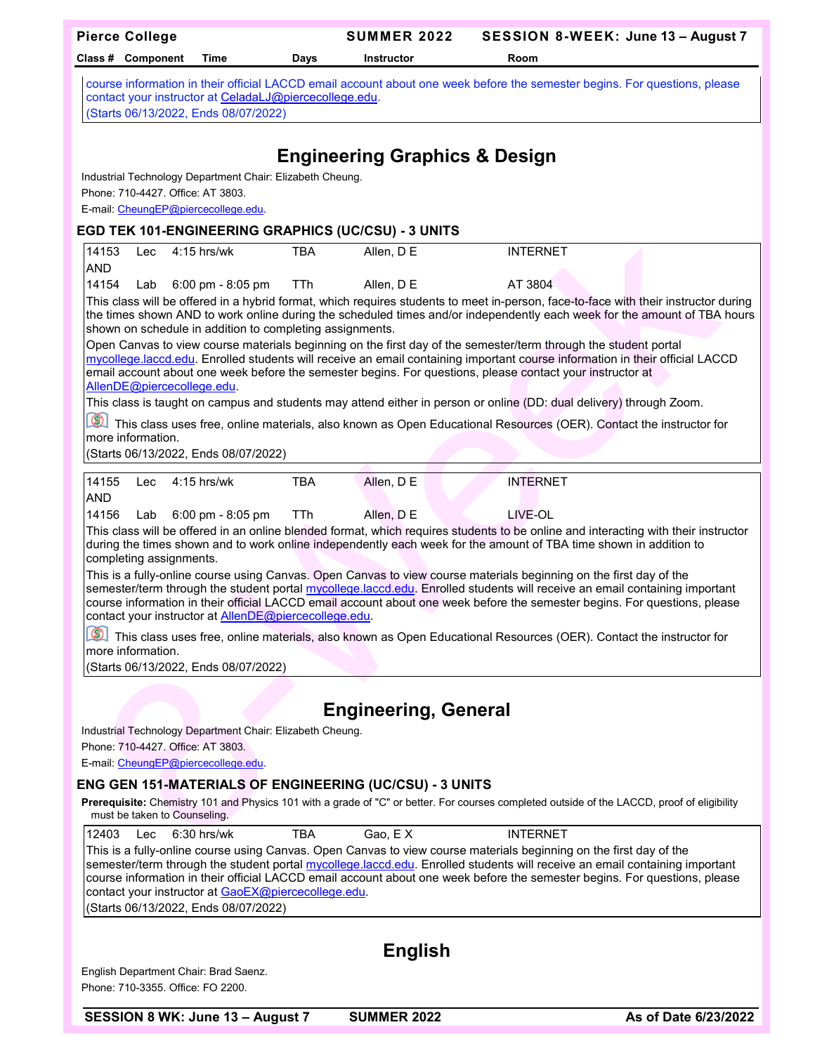course information in their official LACCD email account about one week before the semester begins. For questions, please contact your instructor at CeladaLJ@piercecollege.edu.
(Starts 06/13/2022, Ends 08/07/2022)

# Engineering Graphics & Design

Industrial Technology Department Chair: Elizabeth Cheung.
Phone: 710-4427. Office: AT 3803.
E-mail: CheungEP@piercecollege.edu.

### EGD TEK 101-ENGINEERING GRAPHICS (UC/CSU) - 3 UNITS

| Class # | Component | Time | Days | Instructor | Room |
|---|---|---|---|---|---|
| 14153 | Lec | 4:15 hrs/wk | TBA | Allen, D E | INTERNET |
| AND | | | | | |
| 14154 | Lab | 6:00 pm - 8:05 pm | TTh | Allen, D E | AT 3804 |

This class will be offered in a hybrid format, which requires students to meet in-person, face-to-face with their instructor during the times shown AND to work online during the scheduled times and/or independently each week for the amount of TBA hours shown on schedule in addition to completing assignments.

Open Canvas to view course materials beginning on the first day of the semester/term through the student portal mycollege.laccd.edu. Enrolled students will receive an email containing important course information in their official LACCD email account about one week before the semester begins. For questions, please contact your instructor at AllenDE@piercecollege.edu.

This class is taught on campus and students may attend either in person or online (DD: dual delivery) through Zoom.

This class uses free, online materials, also known as Open Educational Resources (OER). Contact the instructor for more information.

(Starts 06/13/2022, Ends 08/07/2022)

| Class # | Component | Time | Days | Instructor | Room |
|---|---|---|---|---|---|
| 14155 | Lec | 4:15 hrs/wk | TBA | Allen, D E | INTERNET |
| AND | | | | | |
| 14156 | Lab | 6:00 pm - 8:05 pm | TTh | Allen, D E | LIVE-OL |

This class will be offered in an online blended format, which requires students to be online and interacting with their instructor during the times shown and to work online independently each week for the amount of TBA time shown in addition to completing assignments.

This is a fully-online course using Canvas. Open Canvas to view course materials beginning on the first day of the semester/term through the student portal mycollege.laccd.edu. Enrolled students will receive an email containing important course information in their official LACCD email account about one week before the semester begins. For questions, please contact your instructor at AllenDE@piercecollege.edu.

This class uses free, online materials, also known as Open Educational Resources (OER). Contact the instructor for more information.

(Starts 06/13/2022, Ends 08/07/2022)

# Engineering, General

Industrial Technology Department Chair: Elizabeth Cheung.
Phone: 710-4427. Office: AT 3803.
E-mail: CheungEP@piercecollege.edu.

### ENG GEN 151-MATERIALS OF ENGINEERING (UC/CSU) - 3 UNITS

**Prerequisite:** Chemistry 101 and Physics 101 with a grade of "C" or better. For courses completed outside of the LACCD, proof of eligibility must be taken to Counseling.

| Class # | Component | Time | Days | Instructor | Room |
|---|---|---|---|---|---|
| 12403 | Lec | 6:30 hrs/wk | TBA | Gao, E X | INTERNET |

This is a fully-online course using Canvas. Open Canvas to view course materials beginning on the first day of the semester/term through the student portal mycollege.laccd.edu. Enrolled students will receive an email containing important course information in their official LACCD email account about one week before the semester begins. For questions, please contact your instructor at GaoEX@piercecollege.edu.

(Starts 06/13/2022, Ends 08/07/2022)

# English

English Department Chair: Brad Saenz.
Phone: 710-3355. Office: FO 2200.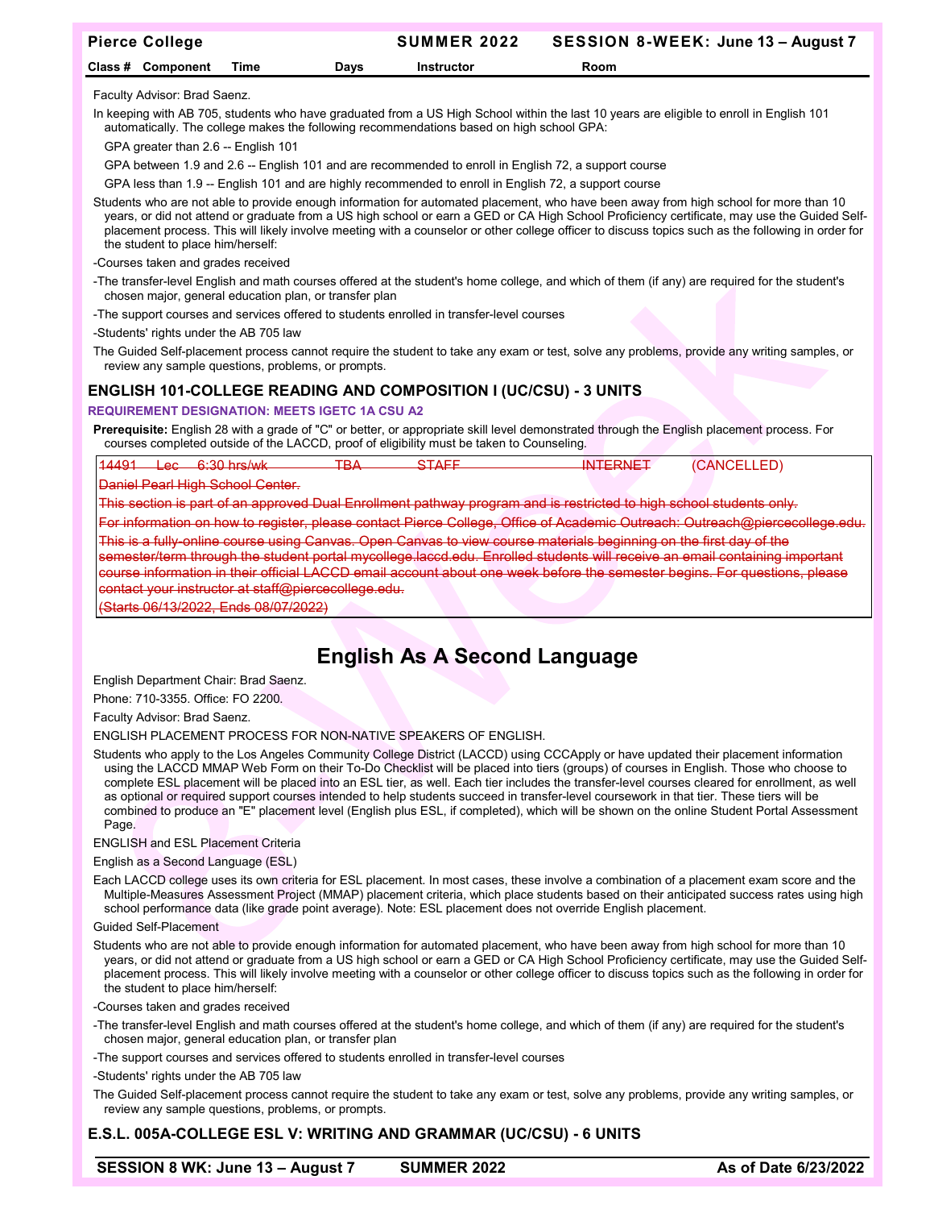Faculty Advisor: Brad Saenz.

In keeping with AB 705, students who have graduated from a US High School within the last 10 years are eligible to enroll in English 101 automatically. The college makes the following recommendations based on high school GPA:

GPA greater than 2.6 -- English 101

GPA between 1.9 and 2.6 -- English 101 and are recommended to enroll in English 72, a support course

GPA less than 1.9 -- English 101 and are highly recommended to enroll in English 72, a support course

Students who are not able to provide enough information for automated placement, who have been away from high school for more than 10 years, or did not attend or graduate from a US high school or earn a GED or CA High School Proficiency certificate, may use the Guided Self-placement process. This will likely involve meeting with a counselor or other college officer to discuss topics such as the following in order for the student to place him/herself:

-Courses taken and grades received

-The transfer-level English and math courses offered at the student's home college, and which of them (if any) are required for the student's chosen major, general education plan, or transfer plan

-The support courses and services offered to students enrolled in transfer-level courses

-Students' rights under the AB 705 law

The Guided Self-placement process cannot require the student to take any exam or test, solve any problems, provide any writing samples, or review any sample questions, problems, or prompts.

### ENGLISH 101-COLLEGE READING AND COMPOSITION I (UC/CSU) - 3 UNITS

**REQUIREMENT DESIGNATION: MEETS IGETC 1A CSU A2**

**Prerequisite:** English 28 with a grade of "C" or better, or appropriate skill level demonstrated through the English placement process. For courses completed outside of the LACCD, proof of eligibility must be taken to Counseling.

| Class # | Component | Time | Days | Instructor | Room | Status |
|---|---|---|---|---|---|---|
| ~~14491~~ | ~~Lec~~ | ~~6:30 hrs/wk~~ | ~~TBA~~ | ~~STAFF~~ | ~~INTERNET~~ | (CANCELLED) |

~~Daniel Pearl High School Center.~~

~~This section is part of an approved Dual Enrollment pathway program and is restricted to high school students only.~~

~~For information on how to register, please contact Pierce College, Office of Academic Outreach: Outreach@piercecollege.edu.~~

~~This is a fully-online course using Canvas. Open Canvas to view course materials beginning on the first day of the semester/term through the student portal mycollege.laccd.edu. Enrolled students will receive an email containing important course information in their official LACCD email account about one week before the semester begins. For questions, please contact your instructor at staff@piercecollege.edu.~~

~~(Starts 06/13/2022, Ends 08/07/2022)~~

## English As A Second Language

English Department Chair: Brad Saenz.

Phone: 710-3355. Office: FO 2200.

Faculty Advisor: Brad Saenz.

ENGLISH PLACEMENT PROCESS FOR NON-NATIVE SPEAKERS OF ENGLISH.

Students who apply to the Los Angeles Community College District (LACCD) using CCCApply or have updated their placement information using the LACCD MMAP Web Form on their To-Do Checklist will be placed into tiers (groups) of courses in English. Those who choose to complete ESL placement will be placed into an ESL tier, as well. Each tier includes the transfer-level courses cleared for enrollment, as well as optional or required support courses intended to help students succeed in transfer-level coursework in that tier. These tiers will be combined to produce an "E" placement level (English plus ESL, if completed), which will be shown on the online Student Portal Assessment Page.

ENGLISH and ESL Placement Criteria

English as a Second Language (ESL)

Each LACCD college uses its own criteria for ESL placement. In most cases, these involve a combination of a placement exam score and the Multiple-Measures Assessment Project (MMAP) placement criteria, which place students based on their anticipated success rates using high school performance data (like grade point average). Note: ESL placement does not override English placement.

Guided Self-Placement

Students who are not able to provide enough information for automated placement, who have been away from high school for more than 10 years, or did not attend or graduate from a US high school or earn a GED or CA High School Proficiency certificate, may use the Guided Self-placement process. This will likely involve meeting with a counselor or other college officer to discuss topics such as the following in order for the student to place him/herself:

-Courses taken and grades received

-The transfer-level English and math courses offered at the student's home college, and which of them (if any) are required for the student's chosen major, general education plan, or transfer plan

-The support courses and services offered to students enrolled in transfer-level courses

-Students' rights under the AB 705 law

The Guided Self-placement process cannot require the student to take any exam or test, solve any problems, provide any writing samples, or review any sample questions, problems, or prompts.

### E.S.L. 005A-COLLEGE ESL V: WRITING AND GRAMMAR (UC/CSU) - 6 UNITS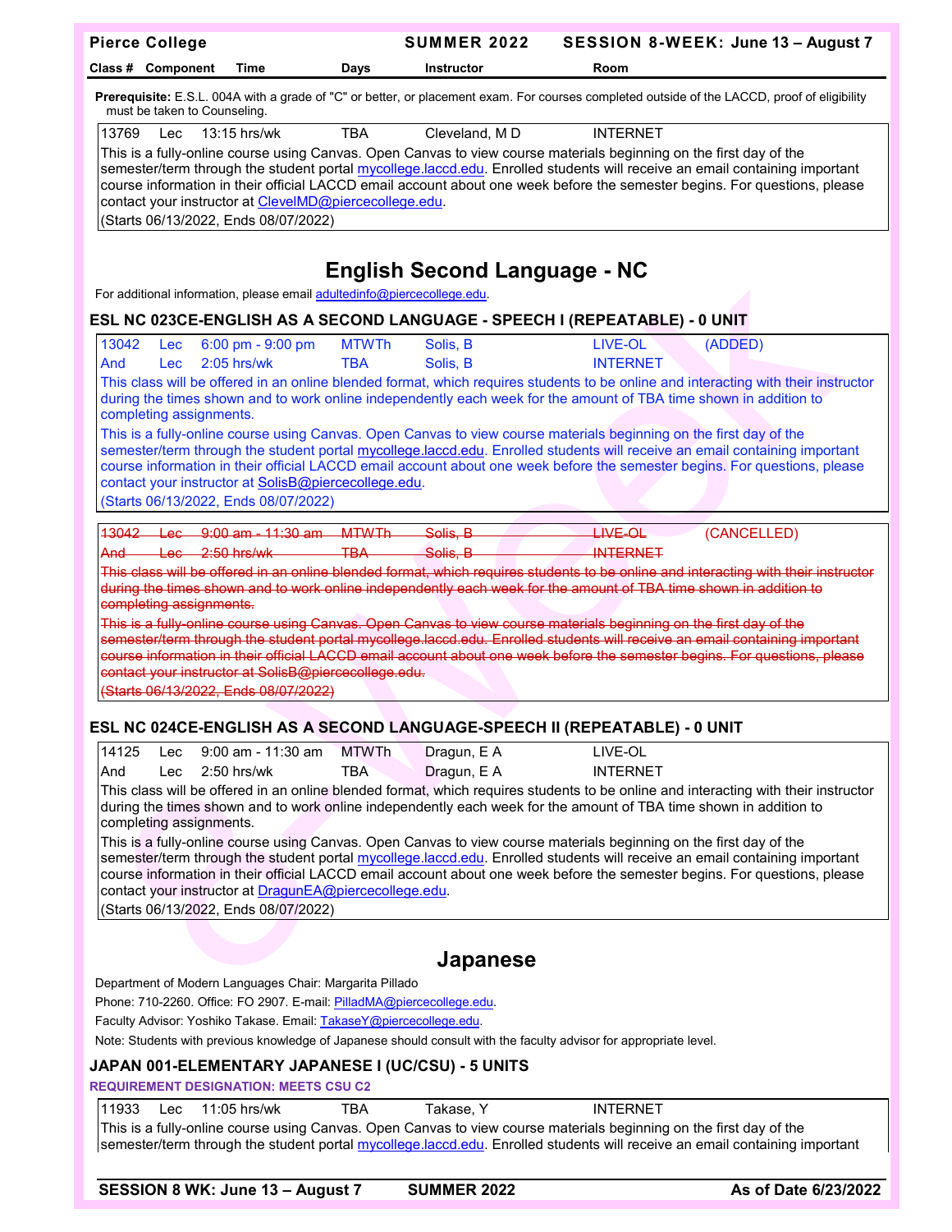**Prerequisite:** E.S.L. 004A with a grade of "C" or better, or placement exam. For courses completed outside of the LACCD, proof of eligibility must be taken to Counseling.

| Class # | Component | Time | Days | Instructor | Room |
|---|---|---|---|---|---|
| 13769 | Lec | 13:15 hrs/wk | TBA | Cleveland, M D | INTERNET |

This is a fully-online course using Canvas. Open Canvas to view course materials beginning on the first day of the semester/term through the student portal mycollege.laccd.edu. Enrolled students will receive an email containing important course information in their official LACCD email account about one week before the semester begins. For questions, please contact your instructor at ClevelMD@piercecollege.edu.

(Starts 06/13/2022, Ends 08/07/2022)

## English Second Language - NC

For additional information, please email adultedinfo@piercecollege.edu.

### ESL NC 023CE-ENGLISH AS A SECOND LANGUAGE - SPEECH I (REPEATABLE) - 0 UNIT

| Class # | Component | Time | Days | Instructor | Room | |
|---|---|---|---|---|---|---|
| 13042 | Lec | 6:00 pm - 9:00 pm | MTWTh | Solis, B | LIVE-OL | (ADDED) |
| And | Lec | 2:05 hrs/wk | TBA | Solis, B | INTERNET | |

This class will be offered in an online blended format, which requires students to be online and interacting with their instructor during the times shown and to work online independently each week for the amount of TBA time shown in addition to completing assignments.

This is a fully-online course using Canvas. Open Canvas to view course materials beginning on the first day of the semester/term through the student portal mycollege.laccd.edu. Enrolled students will receive an email containing important course information in their official LACCD email account about one week before the semester begins. For questions, please contact your instructor at SolisB@piercecollege.edu.

(Starts 06/13/2022, Ends 08/07/2022)

| Class # | Component | Time | Days | Instructor | Room | |
|---|---|---|---|---|---|---|
| ~~13042~~ | ~~Lec~~ | ~~9:00 am - 11:30 am~~ | ~~MTWTh~~ | ~~Solis, B~~ | ~~LIVE-OL~~ | (CANCELLED) |
| ~~And~~ | ~~Lec~~ | ~~2:50 hrs/wk~~ | ~~TBA~~ | ~~Solis, B~~ | ~~INTERNET~~ | |

~~This class will be offered in an online blended format, which requires students to be online and interacting with their instructor during the times shown and to work online independently each week for the amount of TBA time shown in addition to completing assignments.~~

~~This is a fully-online course using Canvas. Open Canvas to view course materials beginning on the first day of the semester/term through the student portal mycollege.laccd.edu. Enrolled students will receive an email containing important course information in their official LACCD email account about one week before the semester begins. For questions, please contact your instructor at SolisB@piercecollege.edu.~~

~~(Starts 06/13/2022, Ends 08/07/2022)~~

### ESL NC 024CE-ENGLISH AS A SECOND LANGUAGE-SPEECH II (REPEATABLE) - 0 UNIT

| Class # | Component | Time | Days | Instructor | Room |
|---|---|---|---|---|---|
| 14125 | Lec | 9:00 am - 11:30 am | MTWTh | Dragun, E A | LIVE-OL |
| And | Lec | 2:50 hrs/wk | TBA | Dragun, E A | INTERNET |

This class will be offered in an online blended format, which requires students to be online and interacting with their instructor during the times shown and to work online independently each week for the amount of TBA time shown in addition to completing assignments.

This is a fully-online course using Canvas. Open Canvas to view course materials beginning on the first day of the semester/term through the student portal mycollege.laccd.edu. Enrolled students will receive an email containing important course information in their official LACCD email account about one week before the semester begins. For questions, please contact your instructor at DragunEA@piercecollege.edu.

(Starts 06/13/2022, Ends 08/07/2022)

## Japanese

Department of Modern Languages Chair: Margarita Pillado

Phone: 710-2260. Office: FO 2907. E-mail: PilladMA@piercecollege.edu.

Faculty Advisor: Yoshiko Takase. Email: TakaseY@piercecollege.edu.

Note: Students with previous knowledge of Japanese should consult with the faculty advisor for appropriate level.

### JAPAN 001-ELEMENTARY JAPANESE I (UC/CSU) - 5 UNITS

**REQUIREMENT DESIGNATION: MEETS CSU C2**

| Class # | Component | Time | Days | Instructor | Room |
|---|---|---|---|---|---|
| 11933 | Lec | 11:05 hrs/wk | TBA | Takase, Y | INTERNET |

This is a fully-online course using Canvas. Open Canvas to view course materials beginning on the first day of the semester/term through the student portal mycollege.laccd.edu. Enrolled students will receive an email containing important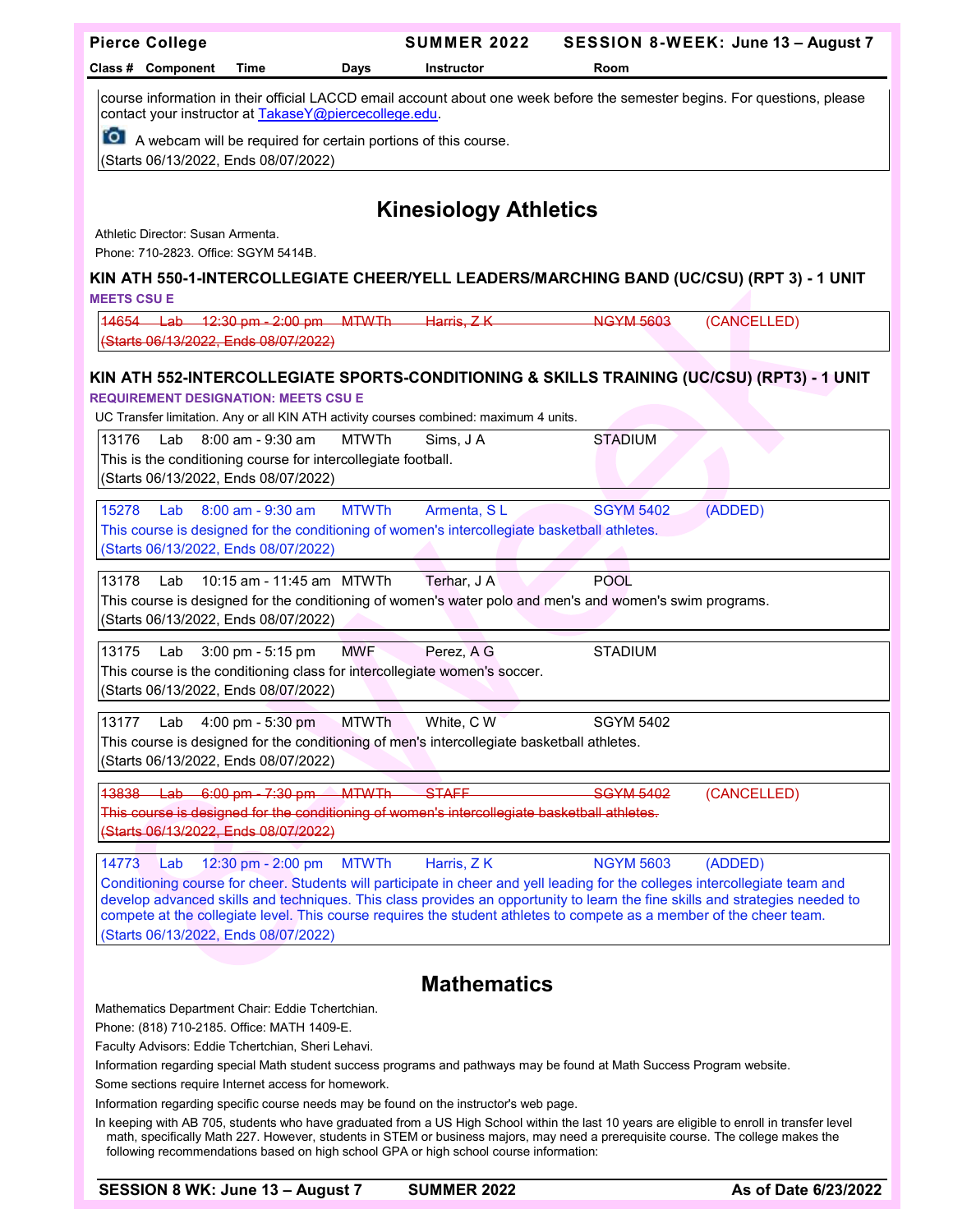course information in their official LACCD email account about one week before the semester begins. For questions, please contact your instructor at TakaseY@piercecollege.edu.

A webcam will be required for certain portions of this course.
(Starts 06/13/2022, Ends 08/07/2022)

# Kinesiology Athletics

Athletic Director: Susan Armenta.
Phone: 710-2823. Office: SGYM 5414B.

### KIN ATH 550-1-INTERCOLLEGIATE CHEER/YELL LEADERS/MARCHING BAND (UC/CSU) (RPT 3) - 1 UNIT

**MEETS CSU E**

| Class # | Component | Time | Days | Instructor | Room | |
|---|---|---|---|---|---|---|
| ~~14654~~ | ~~Lab~~ | ~~12:30 pm - 2:00 pm~~ | ~~MTWTh~~ | ~~Harris, Z K~~ | ~~NGYM 5603~~ | (CANCELLED) |

~~(Starts 06/13/2022, Ends 08/07/2022)~~

### KIN ATH 552-INTERCOLLEGIATE SPORTS-CONDITIONING & SKILLS TRAINING (UC/CSU) (RPT3) - 1 UNIT

**REQUIREMENT DESIGNATION: MEETS CSU E**

UC Transfer limitation. Any or all KIN ATH activity courses combined: maximum 4 units.

| Class # | Component | Time | Days | Instructor | Room | |
|---|---|---|---|---|---|---|
| 13176 | Lab | 8:00 am - 9:30 am | MTWTh | Sims, J A | STADIUM | |

This is the conditioning course for intercollegiate football.
(Starts 06/13/2022, Ends 08/07/2022)

| Class # | Component | Time | Days | Instructor | Room | |
|---|---|---|---|---|---|---|
| 15278 | Lab | 8:00 am - 9:30 am | MTWTh | Armenta, S L | SGYM 5402 | (ADDED) |

This course is designed for the conditioning of women's intercollegiate basketball athletes.
(Starts 06/13/2022, Ends 08/07/2022)

| Class # | Component | Time | Days | Instructor | Room | |
|---|---|---|---|---|---|---|
| 13178 | Lab | 10:15 am - 11:45 am | MTWTh | Terhar, J A | POOL | |

This course is designed for the conditioning of women's water polo and men's and women's swim programs.
(Starts 06/13/2022, Ends 08/07/2022)

| Class # | Component | Time | Days | Instructor | Room | |
|---|---|---|---|---|---|---|
| 13175 | Lab | 3:00 pm - 5:15 pm | MWF | Perez, A G | STADIUM | |

This course is the conditioning class for intercollegiate women's soccer.
(Starts 06/13/2022, Ends 08/07/2022)

| Class # | Component | Time | Days | Instructor | Room | |
|---|---|---|---|---|---|---|
| 13177 | Lab | 4:00 pm - 5:30 pm | MTWTh | White, C W | SGYM 5402 | |

This course is designed for the conditioning of men's intercollegiate basketball athletes.
(Starts 06/13/2022, Ends 08/07/2022)

| Class # | Component | Time | Days | Instructor | Room | |
|---|---|---|---|---|---|---|
| ~~13838~~ | ~~Lab~~ | ~~6:00 pm - 7:30 pm~~ | ~~MTWTh~~ | ~~STAFF~~ | ~~SGYM 5402~~ | (CANCELLED) |

~~This course is designed for the conditioning of women's intercollegiate basketball athletes.~~
~~(Starts 06/13/2022, Ends 08/07/2022)~~

| Class # | Component | Time | Days | Instructor | Room | |
|---|---|---|---|---|---|---|
| 14773 | Lab | 12:30 pm - 2:00 pm | MTWTh | Harris, Z K | NGYM 5603 | (ADDED) |

Conditioning course for cheer. Students will participate in cheer and yell leading for the colleges intercollegiate team and develop advanced skills and techniques. This class provides an opportunity to learn the fine skills and strategies needed to compete at the collegiate level. This course requires the student athletes to compete as a member of the cheer team.
(Starts 06/13/2022, Ends 08/07/2022)

# Mathematics

Mathematics Department Chair: Eddie Tchertchian.

Phone: (818) 710-2185. Office: MATH 1409-E.

Faculty Advisors: Eddie Tchertchian, Sheri Lehavi.

Information regarding special Math student success programs and pathways may be found at Math Success Program website.

Some sections require Internet access for homework.

Information regarding specific course needs may be found on the instructor's web page.

In keeping with AB 705, students who have graduated from a US High School within the last 10 years are eligible to enroll in transfer level math, specifically Math 227. However, students in STEM or business majors, may need a prerequisite course. The college makes the following recommendations based on high school GPA or high school course information: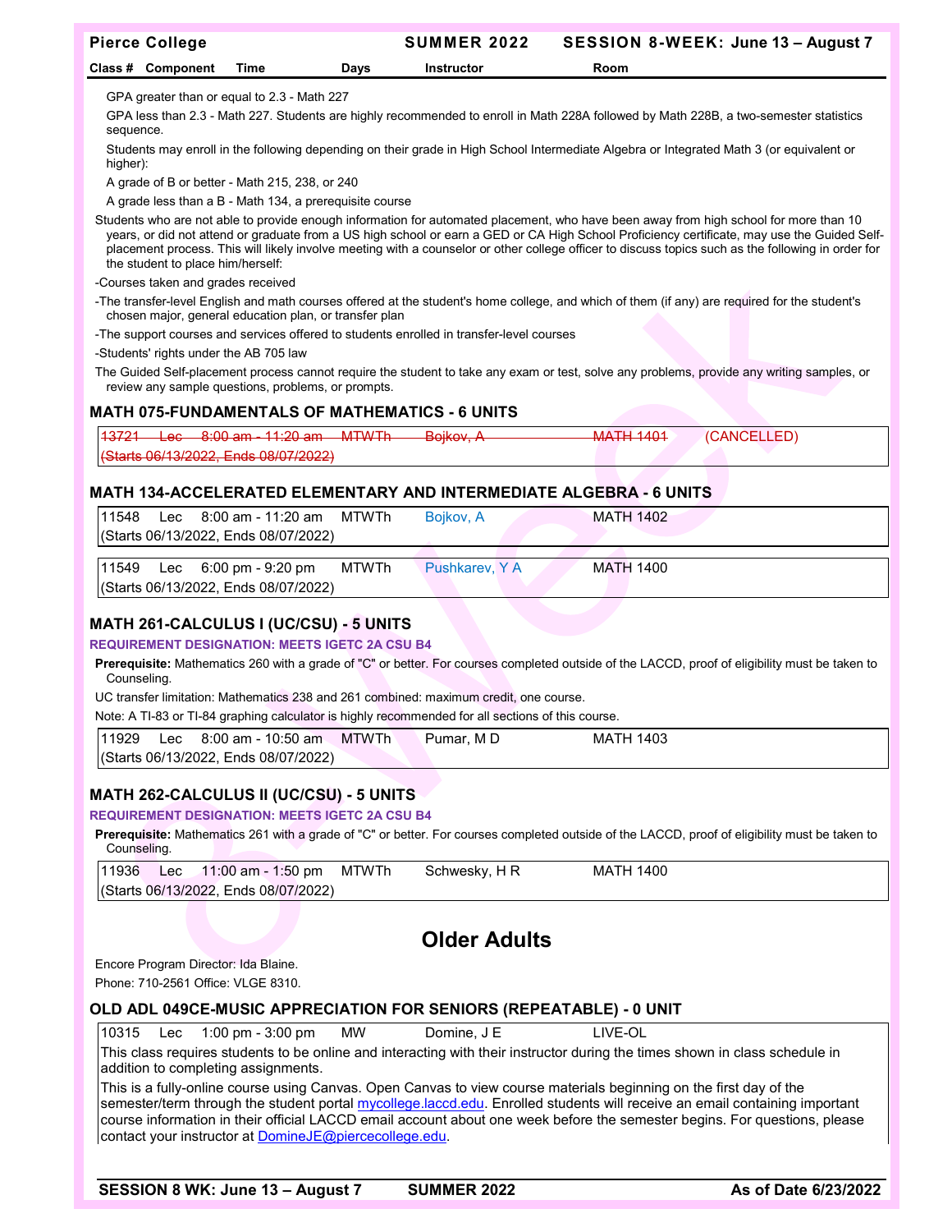GPA greater than or equal to 2.3 - Math 227

GPA less than 2.3 - Math 227. Students are highly recommended to enroll in Math 228A followed by Math 228B, a two-semester statistics sequence.

Students may enroll in the following depending on their grade in High School Intermediate Algebra or Integrated Math 3 (or equivalent or higher):

A grade of B or better - Math 215, 238, or 240

A grade less than a B - Math 134, a prerequisite course

Students who are not able to provide enough information for automated placement, who have been away from high school for more than 10 years, or did not attend or graduate from a US high school or earn a GED or CA High School Proficiency certificate, may use the Guided Self-placement process. This will likely involve meeting with a counselor or other college officer to discuss topics such as the following in order for the student to place him/herself:

-Courses taken and grades received

-The transfer-level English and math courses offered at the student's home college, and which of them (if any) are required for the student's chosen major, general education plan, or transfer plan

-The support courses and services offered to students enrolled in transfer-level courses

-Students' rights under the AB 705 law

The Guided Self-placement process cannot require the student to take any exam or test, solve any problems, provide any writing samples, or review any sample questions, problems, or prompts.

### MATH 075-FUNDAMENTALS OF MATHEMATICS - 6 UNITS

| Class # | Component | Time | Days | Instructor | Room | |
|---|---|---|---|---|---|---|
| ~~13721~~ | ~~Lec~~ | ~~8:00 am - 11:20 am~~ | ~~MTWTh~~ | ~~Bojkov, A~~ | ~~MATH 1401~~ | (CANCELLED) |

~~(Starts 06/13/2022, Ends 08/07/2022)~~

### MATH 134-ACCELERATED ELEMENTARY AND INTERMEDIATE ALGEBRA - 6 UNITS

| Class # | Component | Time | Days | Instructor | Room |
|---|---|---|---|---|---|
| 11548 | Lec | 8:00 am - 11:20 am | MTWTh | Bojkov, A | MATH 1402 |
| | (Starts 06/13/2022, Ends 08/07/2022) | | | | |
| 11549 | Lec | 6:00 pm - 9:20 pm | MTWTh | Pushkarev, Y A | MATH 1400 |
| | (Starts 06/13/2022, Ends 08/07/2022) | | | | |

### MATH 261-CALCULUS I (UC/CSU) - 5 UNITS

**REQUIREMENT DESIGNATION: MEETS IGETC 2A CSU B4**

**Prerequisite:** Mathematics 260 with a grade of "C" or better. For courses completed outside of the LACCD, proof of eligibility must be taken to Counseling.

UC transfer limitation: Mathematics 238 and 261 combined: maximum credit, one course.

Note: A TI-83 or TI-84 graphing calculator is highly recommended for all sections of this course.

| Class # | Component | Time | Days | Instructor | Room |
|---|---|---|---|---|---|
| 11929 | Lec | 8:00 am - 10:50 am | MTWTh | Pumar, M D | MATH 1403 |
| | (Starts 06/13/2022, Ends 08/07/2022) | | | | |

### MATH 262-CALCULUS II (UC/CSU) - 5 UNITS

**REQUIREMENT DESIGNATION: MEETS IGETC 2A CSU B4**

**Prerequisite:** Mathematics 261 with a grade of "C" or better. For courses completed outside of the LACCD, proof of eligibility must be taken to Counseling.

| Class # | Component | Time | Days | Instructor | Room |
|---|---|---|---|---|---|
| 11936 | Lec | 11:00 am - 1:50 pm | MTWTh | Schwesky, H R | MATH 1400 |
| | (Starts 06/13/2022, Ends 08/07/2022) | | | | |

## Older Adults

Encore Program Director: Ida Blaine.

Phone: 710-2561 Office: VLGE 8310.

### OLD ADL 049CE-MUSIC APPRECIATION FOR SENIORS (REPEATABLE) - 0 UNIT

| Class # | Component | Time | Days | Instructor | Room |
|---|---|---|---|---|---|
| 10315 | Lec | 1:00 pm - 3:00 pm | MW | Domine, J E | LIVE-OL |

This class requires students to be online and interacting with their instructor during the times shown in class schedule in addition to completing assignments.

This is a fully-online course using Canvas. Open Canvas to view course materials beginning on the first day of the semester/term through the student portal mycollege.laccd.edu. Enrolled students will receive an email containing important course information in their official LACCD email account about one week before the semester begins. For questions, please contact your instructor at DomineJE@piercecollege.edu.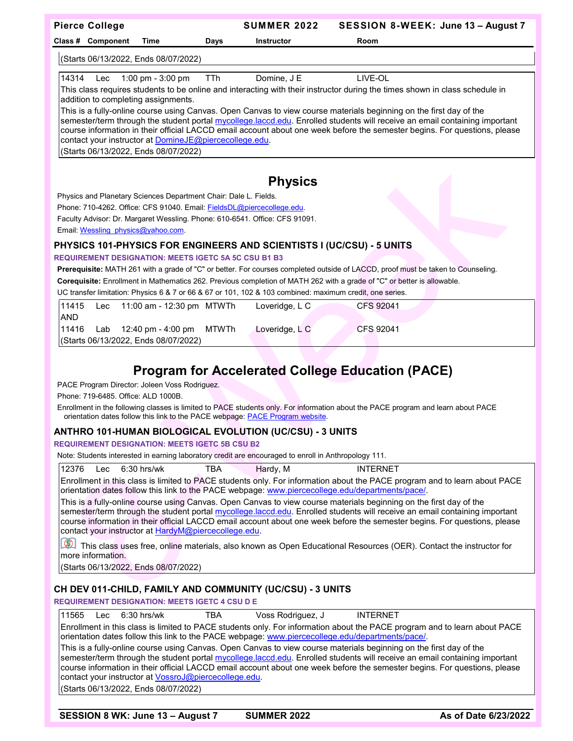(Starts 06/13/2022, Ends 08/07/2022)

| Class # | Component | Time | Days | Instructor | Room |
|---|---|---|---|---|---|
| 14314 | Lec | 1:00 pm - 3:00 pm | TTh | Domine, J E | LIVE-OL |

This class requires students to be online and interacting with their instructor during the times shown in class schedule in addition to completing assignments.

This is a fully-online course using Canvas. Open Canvas to view course materials beginning on the first day of the semester/term through the student portal mycollege.laccd.edu. Enrolled students will receive an email containing important course information in their official LACCD email account about one week before the semester begins. For questions, please contact your instructor at DomineJE@piercecollege.edu.

(Starts 06/13/2022, Ends 08/07/2022)

# Physics

Physics and Planetary Sciences Department Chair: Dale L. Fields.

Phone: 710-4262. Office: CFS 91040. Email: FieldsDL@piercecollege.edu.

Faculty Advisor: Dr. Margaret Wessling. Phone: 610-6541. Office: CFS 91091.

Email: Wessling_physics@yahoo.com.

## PHYSICS 101-PHYSICS FOR ENGINEERS AND SCIENTISTS I (UC/CSU) - 5 UNITS

**REQUIREMENT DESIGNATION: MEETS IGETC 5A 5C CSU B1 B3**

**Prerequisite:** MATH 261 with a grade of "C" or better. For courses completed outside of LACCD, proof must be taken to Counseling.

**Corequisite:** Enrollment in Mathematics 262. Previous completion of MATH 262 with a grade of "C" or better is allowable.

UC transfer limitation: Physics 6 & 7 or 66 & 67 or 101, 102 & 103 combined: maximum credit, one series.

| Class # | Component | Time | Days | Instructor | Room |
|---|---|---|---|---|---|
| 11415 | Lec | 11:00 am - 12:30 pm | MTWTh | Loveridge, L C | CFS 92041 |
| AND | | | | | |
| 11416 | Lab | 12:40 pm - 4:00 pm | MTWTh | Loveridge, L C | CFS 92041 |

(Starts 06/13/2022, Ends 08/07/2022)

# Program for Accelerated College Education (PACE)

PACE Program Director: Joleen Voss Rodriguez.

Phone: 719-6485. Office: ALD 1000B.

Enrollment in the following classes is limited to PACE students only. For information about the PACE program and learn about PACE orientation dates follow this link to the PACE webpage: PACE Program website.

## ANTHRO 101-HUMAN BIOLOGICAL EVOLUTION (UC/CSU) - 3 UNITS

**REQUIREMENT DESIGNATION: MEETS IGETC 5B CSU B2**

Note: Students interested in earning laboratory credit are encouraged to enroll in Anthropology 111.

| Class # | Component | Time | Days | Instructor | Room |
|---|---|---|---|---|---|
| 12376 | Lec | 6:30 hrs/wk | TBA | Hardy, M | INTERNET |

Enrollment in this class is limited to PACE students only. For information about the PACE program and to learn about PACE orientation dates follow this link to the PACE webpage: www.piercecollege.edu/departments/pace/.

This is a fully-online course using Canvas. Open Canvas to view course materials beginning on the first day of the semester/term through the student portal mycollege.laccd.edu. Enrolled students will receive an email containing important course information in their official LACCD email account about one week before the semester begins. For questions, please contact your instructor at HardyM@piercecollege.edu.

This class uses free, online materials, also known as Open Educational Resources (OER). Contact the instructor for more information.

(Starts 06/13/2022, Ends 08/07/2022)

## CH DEV 011-CHILD, FAMILY AND COMMUNITY (UC/CSU) - 3 UNITS

**REQUIREMENT DESIGNATION: MEETS IGETC 4 CSU D E**

| Class # | Component | Time | Days | Instructor | Room |
|---|---|---|---|---|---|
| 11565 | Lec | 6:30 hrs/wk | TBA | Voss Rodriguez, J | INTERNET |

Enrollment in this class is limited to PACE students only. For information about the PACE program and to learn about PACE orientation dates follow this link to the PACE webpage: www.piercecollege.edu/departments/pace/.

This is a fully-online course using Canvas. Open Canvas to view course materials beginning on the first day of the semester/term through the student portal mycollege.laccd.edu. Enrolled students will receive an email containing important course information in their official LACCD email account about one week before the semester begins. For questions, please contact your instructor at VossroJ@piercecollege.edu.

(Starts 06/13/2022, Ends 08/07/2022)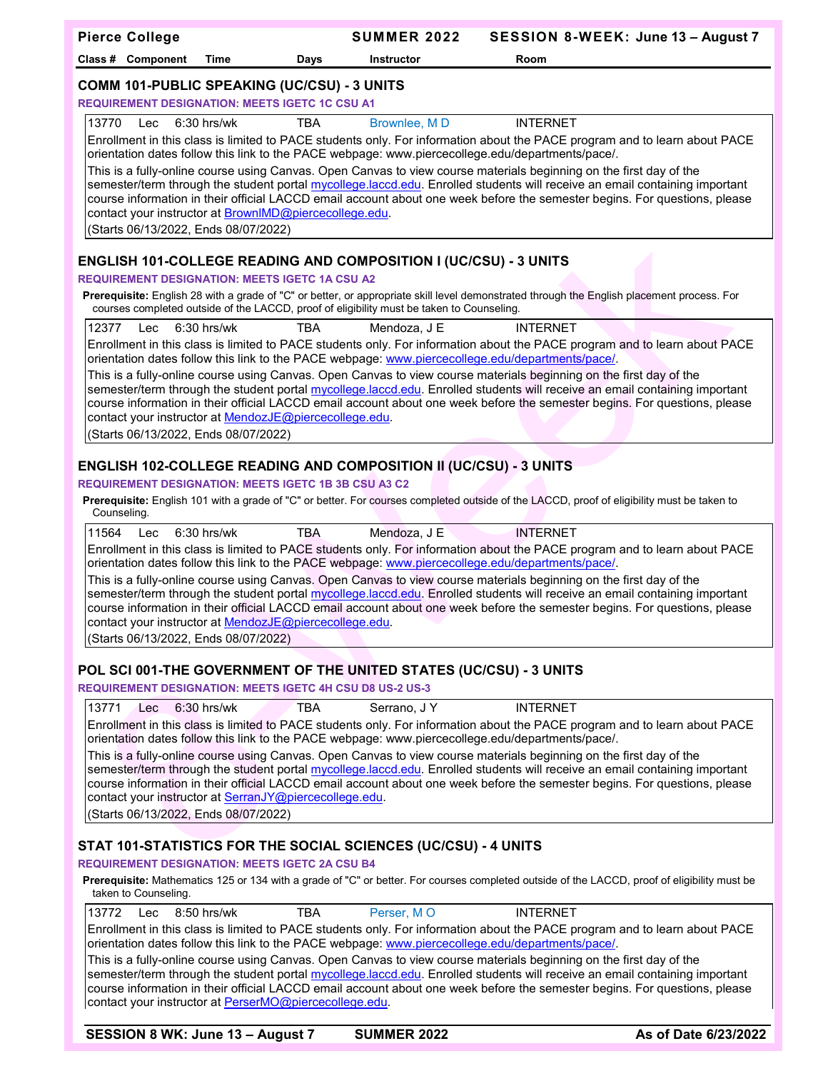| Pierce College | | | SUMMER 2022 | SESSION 8-WEEK: June 13 – August 7 | |
|---|---|---|---|---|---|
| **Class #** | **Component** | **Time** | **Days** | **Instructor** | **Room** |

## COMM 101-PUBLIC SPEAKING (UC/CSU) - 3 UNITS

**REQUIREMENT DESIGNATION: MEETS IGETC 1C CSU A1**

| 13770 | Lec | 6:30 hrs/wk | TBA | Brownlee, M D | INTERNET |
|---|---|---|---|---|---|

Enrollment in this class is limited to PACE students only. For information about the PACE program and to learn about PACE orientation dates follow this link to the PACE webpage: www.piercecollege.edu/departments/pace/.

This is a fully-online course using Canvas. Open Canvas to view course materials beginning on the first day of the semester/term through the student portal mycollege.laccd.edu. Enrolled students will receive an email containing important course information in their official LACCD email account about one week before the semester begins. For questions, please contact your instructor at BrownlMD@piercecollege.edu.

(Starts 06/13/2022, Ends 08/07/2022)

## ENGLISH 101-COLLEGE READING AND COMPOSITION I (UC/CSU) - 3 UNITS

**REQUIREMENT DESIGNATION: MEETS IGETC 1A CSU A2**

**Prerequisite:** English 28 with a grade of "C" or better, or appropriate skill level demonstrated through the English placement process. For courses completed outside of the LACCD, proof of eligibility must be taken to Counseling.

| 12377 | Lec | 6:30 hrs/wk | TBA | Mendoza, J E | INTERNET |
|---|---|---|---|---|---|

Enrollment in this class is limited to PACE students only. For information about the PACE program and to learn about PACE orientation dates follow this link to the PACE webpage: www.piercecollege.edu/departments/pace/.

This is a fully-online course using Canvas. Open Canvas to view course materials beginning on the first day of the semester/term through the student portal mycollege.laccd.edu. Enrolled students will receive an email containing important course information in their official LACCD email account about one week before the semester begins. For questions, please contact your instructor at MendozJE@piercecollege.edu.

(Starts 06/13/2022, Ends 08/07/2022)

## ENGLISH 102-COLLEGE READING AND COMPOSITION II (UC/CSU) - 3 UNITS

**REQUIREMENT DESIGNATION: MEETS IGETC 1B 3B CSU A3 C2**

**Prerequisite:** English 101 with a grade of "C" or better. For courses completed outside of the LACCD, proof of eligibility must be taken to Counseling.

| 11564 | Lec | 6:30 hrs/wk | TBA | Mendoza, J E | INTERNET |
|---|---|---|---|---|---|

Enrollment in this class is limited to PACE students only. For information about the PACE program and to learn about PACE orientation dates follow this link to the PACE webpage: www.piercecollege.edu/departments/pace/.

This is a fully-online course using Canvas. Open Canvas to view course materials beginning on the first day of the semester/term through the student portal mycollege.laccd.edu. Enrolled students will receive an email containing important course information in their official LACCD email account about one week before the semester begins. For questions, please contact your instructor at MendozJE@piercecollege.edu.

(Starts 06/13/2022, Ends 08/07/2022)

## POL SCI 001-THE GOVERNMENT OF THE UNITED STATES (UC/CSU) - 3 UNITS

**REQUIREMENT DESIGNATION: MEETS IGETC 4H CSU D8 US-2 US-3**

| 13771 | Lec | 6:30 hrs/wk | TBA | Serrano, J Y | INTERNET |
|---|---|---|---|---|---|

Enrollment in this class is limited to PACE students only. For information about the PACE program and to learn about PACE orientation dates follow this link to the PACE webpage: www.piercecollege.edu/departments/pace/.

This is a fully-online course using Canvas. Open Canvas to view course materials beginning on the first day of the semester/term through the student portal mycollege.laccd.edu. Enrolled students will receive an email containing important course information in their official LACCD email account about one week before the semester begins. For questions, please contact your instructor at SerranJY@piercecollege.edu.

(Starts 06/13/2022, Ends 08/07/2022)

## STAT 101-STATISTICS FOR THE SOCIAL SCIENCES (UC/CSU) - 4 UNITS

**REQUIREMENT DESIGNATION: MEETS IGETC 2A CSU B4**

**Prerequisite:** Mathematics 125 or 134 with a grade of "C" or better. For courses completed outside of the LACCD, proof of eligibility must be taken to Counseling.

| 13772 | Lec | 8:50 hrs/wk | TBA | Perser, M O | INTERNET |
|---|---|---|---|---|---|

Enrollment in this class is limited to PACE students only. For information about the PACE program and to learn about PACE orientation dates follow this link to the PACE webpage: www.piercecollege.edu/departments/pace/.

This is a fully-online course using Canvas. Open Canvas to view course materials beginning on the first day of the semester/term through the student portal mycollege.laccd.edu. Enrolled students will receive an email containing important course information in their official LACCD email account about one week before the semester begins. For questions, please contact your instructor at PerserMO@piercecollege.edu.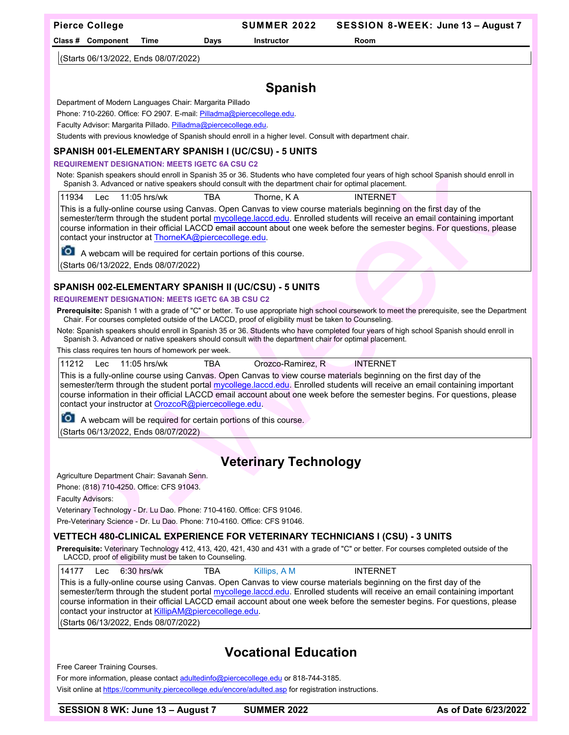(Starts 06/13/2022, Ends 08/07/2022)

# Spanish

Department of Modern Languages Chair: Margarita Pillado

Phone: 710-2260. Office: FO 2907. E-mail: Pilladma@piercecollege.edu.

Faculty Advisor: Margarita Pillado. Pilladma@piercecollege.edu.

Students with previous knowledge of Spanish should enroll in a higher level. Consult with department chair.

### SPANISH 001-ELEMENTARY SPANISH I (UC/CSU) - 5 UNITS

**REQUIREMENT DESIGNATION: MEETS IGETC 6A CSU C2**

Note: Spanish speakers should enroll in Spanish 35 or 36. Students who have completed four years of high school Spanish should enroll in Spanish 3. Advanced or native speakers should consult with the department chair for optimal placement.

| Class # | Component | Time | Days | Instructor | Room |
|---|---|---|---|---|---|
| 11934 | Lec | 11:05 hrs/wk | TBA | Thorne, K A | INTERNET |

This is a fully-online course using Canvas. Open Canvas to view course materials beginning on the first day of the semester/term through the student portal mycollege.laccd.edu. Enrolled students will receive an email containing important course information in their official LACCD email account about one week before the semester begins. For questions, please contact your instructor at ThorneKA@piercecollege.edu.

A webcam will be required for certain portions of this course.

(Starts 06/13/2022, Ends 08/07/2022)

### SPANISH 002-ELEMENTARY SPANISH II (UC/CSU) - 5 UNITS

**REQUIREMENT DESIGNATION: MEETS IGETC 6A 3B CSU C2**

**Prerequisite:** Spanish 1 with a grade of "C" or better. To use appropriate high school coursework to meet the prerequisite, see the Department Chair. For courses completed outside of the LACCD, proof of eligibility must be taken to Counseling.

Note: Spanish speakers should enroll in Spanish 35 or 36. Students who have completed four years of high school Spanish should enroll in Spanish 3. Advanced or native speakers should consult with the department chair for optimal placement.

This class requires ten hours of homework per week.

| Class # | Component | Time | Days | Instructor | Room |
|---|---|---|---|---|---|
| 11212 | Lec | 11:05 hrs/wk | TBA | Orozco-Ramirez, R | INTERNET |

This is a fully-online course using Canvas. Open Canvas to view course materials beginning on the first day of the semester/term through the student portal mycollege.laccd.edu. Enrolled students will receive an email containing important course information in their official LACCD email account about one week before the semester begins. For questions, please contact your instructor at OrozcoR@piercecollege.edu.

A webcam will be required for certain portions of this course.

(Starts 06/13/2022, Ends 08/07/2022)

# Veterinary Technology

Agriculture Department Chair: Savanah Senn.

Phone: (818) 710-4250. Office: CFS 91043.

Faculty Advisors:

Veterinary Technology - Dr. Lu Dao. Phone: 710-4160. Office: CFS 91046.

Pre-Veterinary Science - Dr. Lu Dao. Phone: 710-4160. Office: CFS 91046.

### VETTECH 480-CLINICAL EXPERIENCE FOR VETERINARY TECHNICIANS I (CSU) - 3 UNITS

**Prerequisite:** Veterinary Technology 412, 413, 420, 421, 430 and 431 with a grade of "C" or better. For courses completed outside of the LACCD, proof of eligibility must be taken to Counseling.

| Class # | Component | Time | Days | Instructor | Room |
|---|---|---|---|---|---|
| 14177 | Lec | 6:30 hrs/wk | TBA | Killips, A M | INTERNET |

This is a fully-online course using Canvas. Open Canvas to view course materials beginning on the first day of the semester/term through the student portal mycollege.laccd.edu. Enrolled students will receive an email containing important course information in their official LACCD email account about one week before the semester begins. For questions, please contact your instructor at KillipAM@piercecollege.edu.

(Starts 06/13/2022, Ends 08/07/2022)

# Vocational Education

Free Career Training Courses.

For more information, please contact adultedinfo@piercecollege.edu or 818-744-3185.

Visit online at https://community.piercecollege.edu/encore/adulted.asp for registration instructions.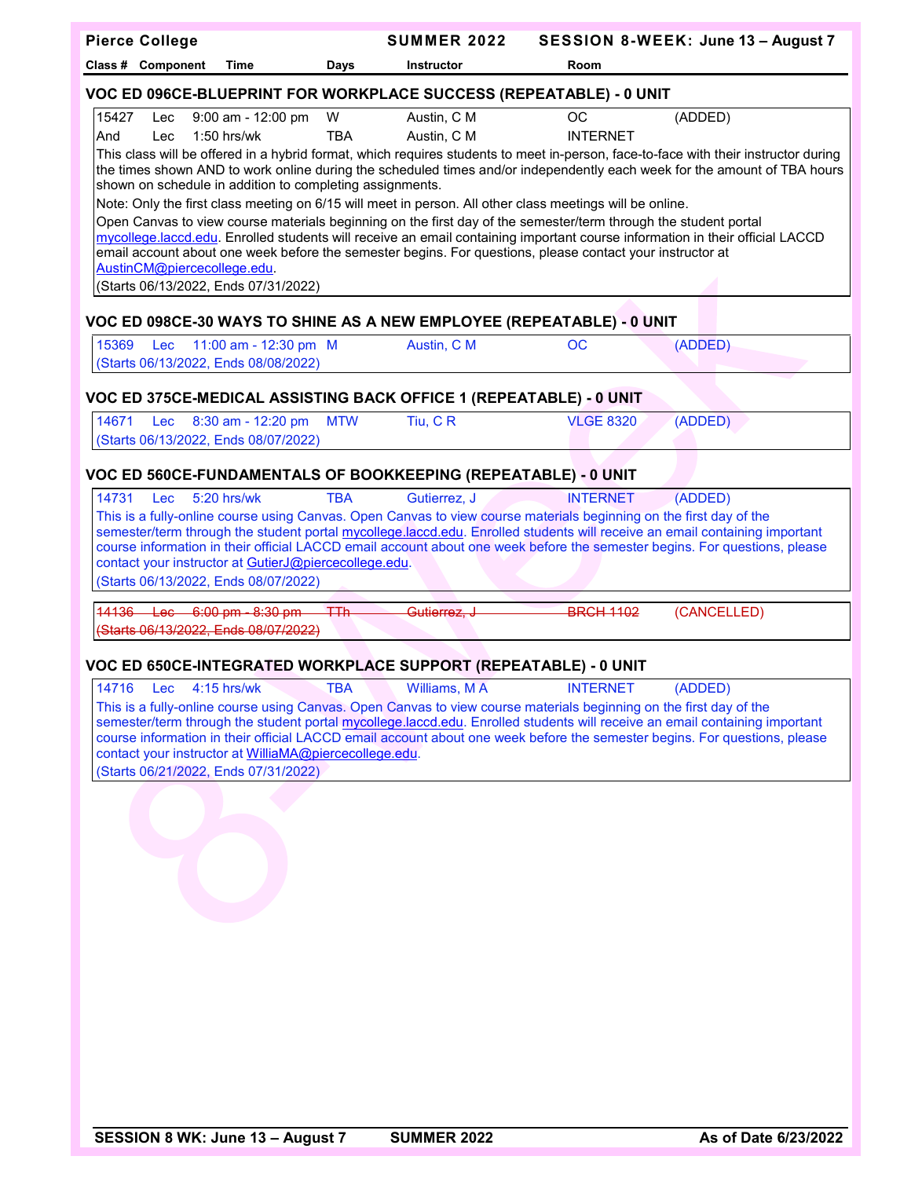Pierce College — SUMMER 2022 — SESSION 8-WEEK: June 13 – August 7

| Class # | Component | Time | Days | Instructor | Room | |
|---|---|---|---|---|---|---|

## VOC ED 096CE-BLUEPRINT FOR WORKPLACE SUCCESS (REPEATABLE) - 0 UNIT

| Class # | Component | Time | Days | Instructor | Room | |
|---|---|---|---|---|---|---|
| 15427 | Lec | 9:00 am - 12:00 pm | W | Austin, C M | OC | (ADDED) |
| And | Lec | 1:50 hrs/wk | TBA | Austin, C M | INTERNET | |

This class will be offered in a hybrid format, which requires students to meet in-person, face-to-face with their instructor during the times shown AND to work online during the scheduled times and/or independently each week for the amount of TBA hours shown on schedule in addition to completing assignments.

Note: Only the first class meeting on 6/15 will meet in person. All other class meetings will be online.

Open Canvas to view course materials beginning on the first day of the semester/term through the student portal mycollege.laccd.edu. Enrolled students will receive an email containing important course information in their official LACCD email account about one week before the semester begins. For questions, please contact your instructor at AustinCM@piercecollege.edu.

(Starts 06/13/2022, Ends 07/31/2022)

## VOC ED 098CE-30 WAYS TO SHINE AS A NEW EMPLOYEE (REPEATABLE) - 0 UNIT

| Class # | Component | Time | Days | Instructor | Room | |
|---|---|---|---|---|---|---|
| 15369 | Lec | 11:00 am - 12:30 pm | M | Austin, C M | OC | (ADDED) |

(Starts 06/13/2022, Ends 08/08/2022)

## VOC ED 375CE-MEDICAL ASSISTING BACK OFFICE 1 (REPEATABLE) - 0 UNIT

| Class # | Component | Time | Days | Instructor | Room | |
|---|---|---|---|---|---|---|
| 14671 | Lec | 8:30 am - 12:20 pm | MTW | Tiu, C R | VLGE 8320 | (ADDED) |

(Starts 06/13/2022, Ends 08/07/2022)

## VOC ED 560CE-FUNDAMENTALS OF BOOKKEEPING (REPEATABLE) - 0 UNIT

| Class # | Component | Time | Days | Instructor | Room | |
|---|---|---|---|---|---|---|
| 14731 | Lec | 5:20 hrs/wk | TBA | Gutierrez, J | INTERNET | (ADDED) |

This is a fully-online course using Canvas. Open Canvas to view course materials beginning on the first day of the semester/term through the student portal mycollege.laccd.edu. Enrolled students will receive an email containing important course information in their official LACCD email account about one week before the semester begins. For questions, please contact your instructor at GutierJ@piercecollege.edu.

(Starts 06/13/2022, Ends 08/07/2022)

| Class # | Component | Time | Days | Instructor | Room | |
|---|---|---|---|---|---|---|
| ~~14136~~ | ~~Lec~~ | ~~6:00 pm - 8:30 pm~~ | ~~TTh~~ | ~~Gutierrez, J~~ | ~~BRCH 1102~~ | (CANCELLED) |

~~(Starts 06/13/2022, Ends 08/07/2022)~~

## VOC ED 650CE-INTEGRATED WORKPLACE SUPPORT (REPEATABLE) - 0 UNIT

| Class # | Component | Time | Days | Instructor | Room | |
|---|---|---|---|---|---|---|
| 14716 | Lec | 4:15 hrs/wk | TBA | Williams, M A | INTERNET | (ADDED) |

This is a fully-online course using Canvas. Open Canvas to view course materials beginning on the first day of the semester/term through the student portal mycollege.laccd.edu. Enrolled students will receive an email containing important course information in their official LACCD email account about one week before the semester begins. For questions, please contact your instructor at WilliaMA@piercecollege.edu.

(Starts 06/21/2022, Ends 07/31/2022)